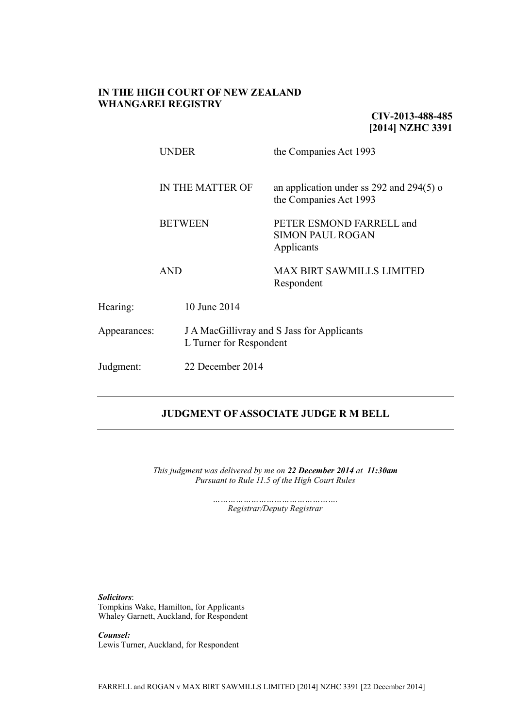**IN THE HIGH COURT OF NEW ZEALAND**
**WHANGAREI REGISTRY**

**CIV-2013-488-485**
**[2014] NZHC 3391**

| | |
|---|---|
| UNDER | the Companies Act 1993 |
| IN THE MATTER OF | an application under ss 292 and 294(5) o the Companies Act 1993 |
| BETWEEN | PETER ESMOND FARRELL and SIMON PAUL ROGAN<br>Applicants |
| AND | MAX BIRT SAWMILLS LIMITED<br>Respondent |

| | |
|---|---|
| Hearing: | 10 June 2014 |
| Appearances: | J A MacGillivray and S Jass for Applicants<br>L Turner for Respondent |
| Judgment: | 22 December 2014 |

---

**JUDGMENT OF ASSOCIATE JUDGE R M BELL**

---

*This judgment was delivered by me on **22 December 2014** at **11:30am***
*Pursuant to Rule 11.5 of the High Court Rules*

*……………………………………….*
*Registrar/Deputy Registrar*

***Solicitors**:*
Tompkins Wake, Hamilton, for Applicants
Whaley Garnett, Auckland, for Respondent

***Counsel:***
Lewis Turner, Auckland, for Respondent

FARRELL and ROGAN v MAX BIRT SAWMILLS LIMITED [2014] NZHC 3391 [22 December 2014]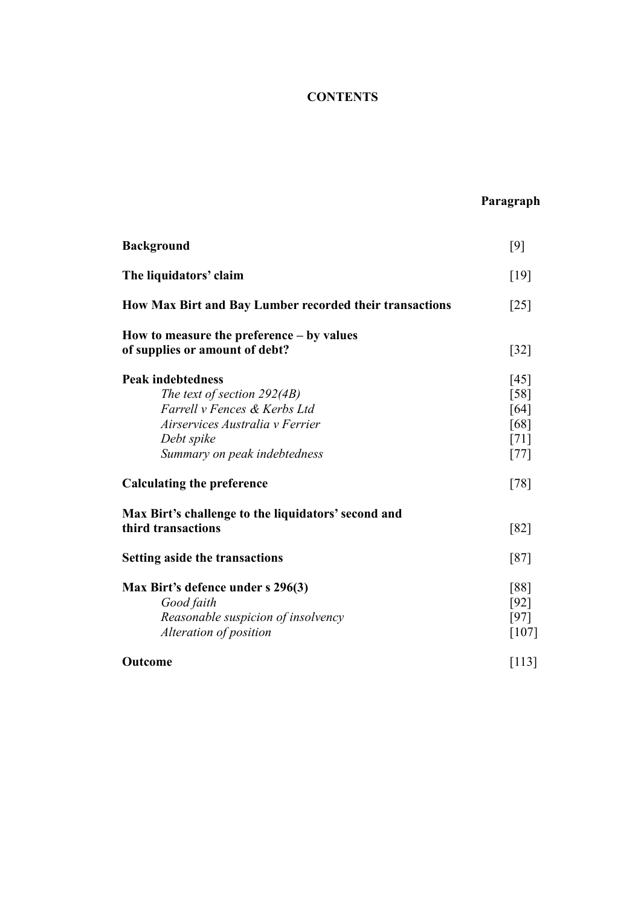**CONTENTS**

| | Paragraph |
|---|---|
| **Background** | [9] |
| **The liquidators' claim** | [19] |
| **How Max Birt and Bay Lumber recorded their transactions** | [25] |
| **How to measure the preference – by values of supplies or amount of debt?** | [32] |
| **Peak indebtedness** | [45] |
| *The text of section 292(4B)* | [58] |
| *Farrell v Fences & Kerbs Ltd* | [64] |
| *Airservices Australia v Ferrier* | [68] |
| *Debt spike* | [71] |
| *Summary on peak indebtedness* | [77] |
| **Calculating the preference** | [78] |
| **Max Birt's challenge to the liquidators' second and third transactions** | [82] |
| **Setting aside the transactions** | [87] |
| **Max Birt's defence under s 296(3)** | [88] |
| *Good faith* | [92] |
| *Reasonable suspicion of insolvency* | [97] |
| *Alteration of position* | [107] |
| **Outcome** | [113] |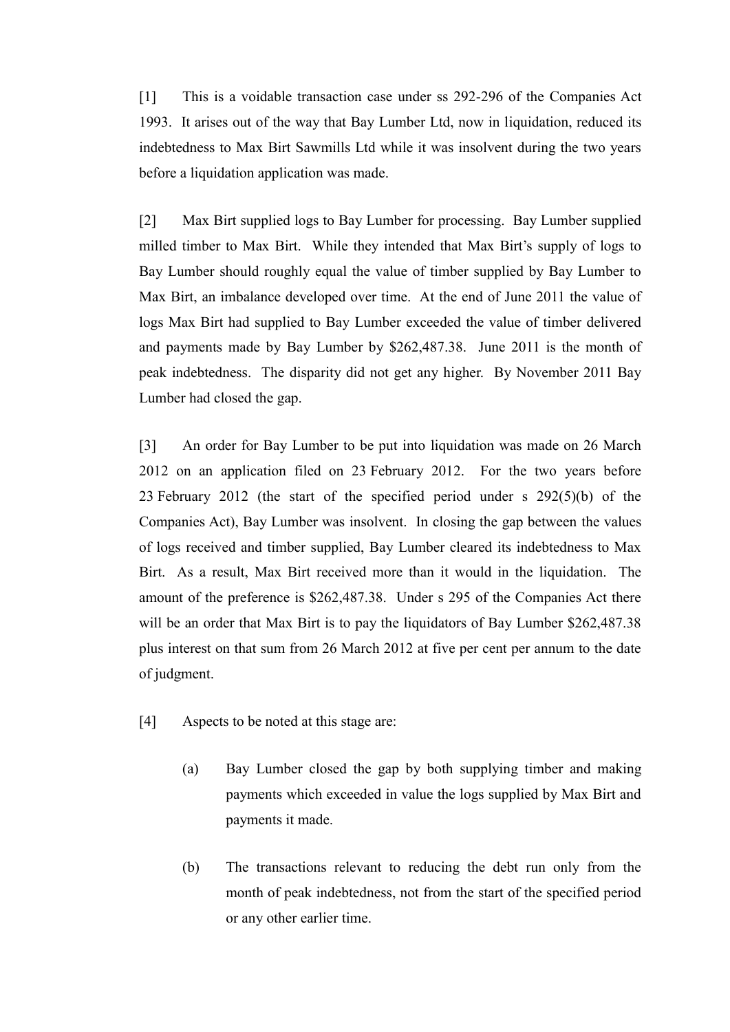[1] This is a voidable transaction case under ss 292-296 of the Companies Act 1993. It arises out of the way that Bay Lumber Ltd, now in liquidation, reduced its indebtedness to Max Birt Sawmills Ltd while it was insolvent during the two years before a liquidation application was made.

[2] Max Birt supplied logs to Bay Lumber for processing. Bay Lumber supplied milled timber to Max Birt. While they intended that Max Birt's supply of logs to Bay Lumber should roughly equal the value of timber supplied by Bay Lumber to Max Birt, an imbalance developed over time. At the end of June 2011 the value of logs Max Birt had supplied to Bay Lumber exceeded the value of timber delivered and payments made by Bay Lumber by $262,487.38. June 2011 is the month of peak indebtedness. The disparity did not get any higher. By November 2011 Bay Lumber had closed the gap.

[3] An order for Bay Lumber to be put into liquidation was made on 26 March 2012 on an application filed on 23 February 2012. For the two years before 23 February 2012 (the start of the specified period under s 292(5)(b) of the Companies Act), Bay Lumber was insolvent. In closing the gap between the values of logs received and timber supplied, Bay Lumber cleared its indebtedness to Max Birt. As a result, Max Birt received more than it would in the liquidation. The amount of the preference is $262,487.38. Under s 295 of the Companies Act there will be an order that Max Birt is to pay the liquidators of Bay Lumber $262,487.38 plus interest on that sum from 26 March 2012 at five per cent per annum to the date of judgment.

[4] Aspects to be noted at this stage are:

(a) Bay Lumber closed the gap by both supplying timber and making payments which exceeded in value the logs supplied by Max Birt and payments it made.

(b) The transactions relevant to reducing the debt run only from the month of peak indebtedness, not from the start of the specified period or any other earlier time.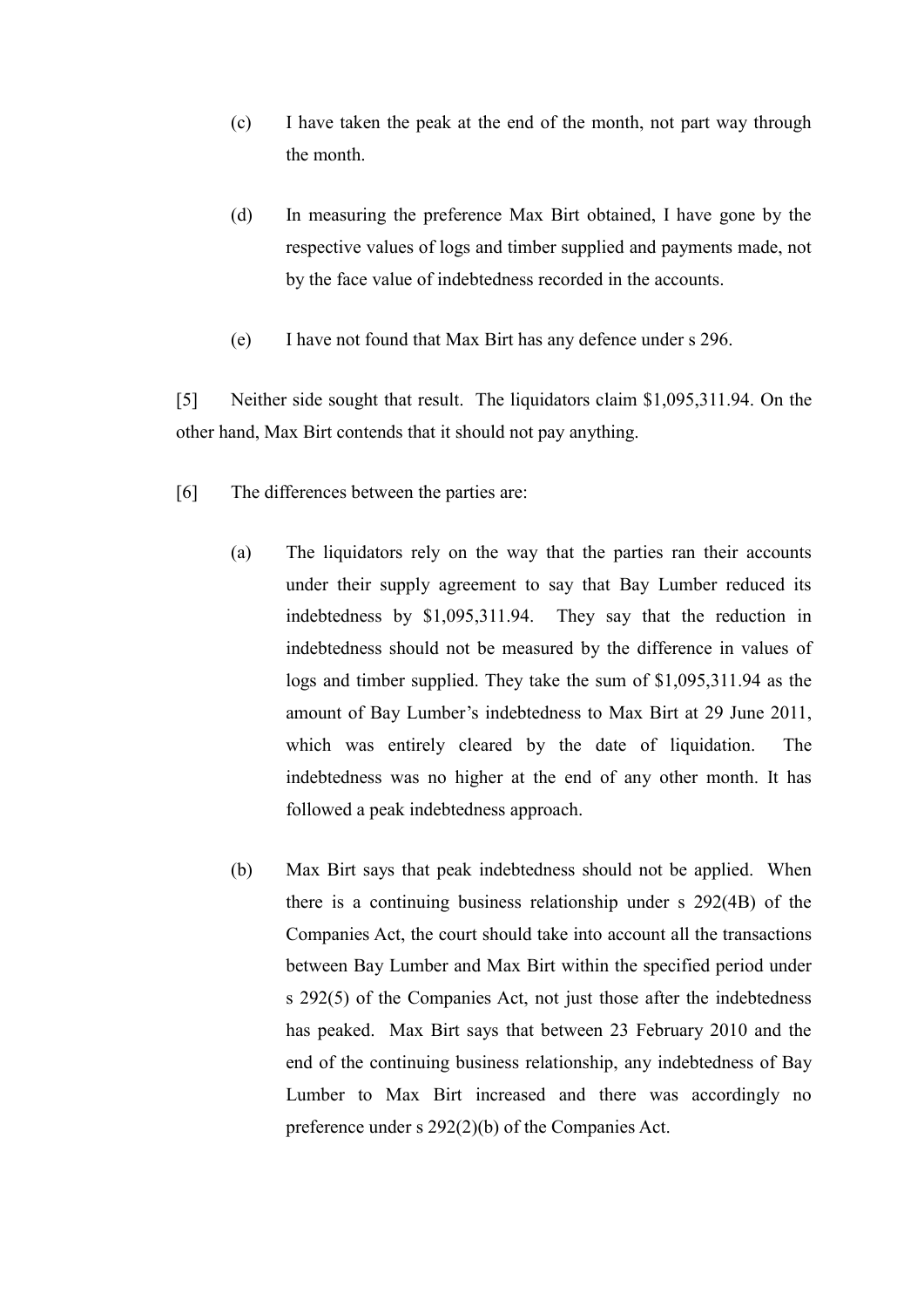(c) I have taken the peak at the end of the month, not part way through the month.

(d) In measuring the preference Max Birt obtained, I have gone by the respective values of logs and timber supplied and payments made, not by the face value of indebtedness recorded in the accounts.

(e) I have not found that Max Birt has any defence under s 296.

[5] Neither side sought that result. The liquidators claim $1,095,311.94. On the other hand, Max Birt contends that it should not pay anything.

[6] The differences between the parties are:

(a) The liquidators rely on the way that the parties ran their accounts under their supply agreement to say that Bay Lumber reduced its indebtedness by $1,095,311.94. They say that the reduction in indebtedness should not be measured by the difference in values of logs and timber supplied. They take the sum of $1,095,311.94 as the amount of Bay Lumber's indebtedness to Max Birt at 29 June 2011, which was entirely cleared by the date of liquidation. The indebtedness was no higher at the end of any other month. It has followed a peak indebtedness approach.

(b) Max Birt says that peak indebtedness should not be applied. When there is a continuing business relationship under s 292(4B) of the Companies Act, the court should take into account all the transactions between Bay Lumber and Max Birt within the specified period under s 292(5) of the Companies Act, not just those after the indebtedness has peaked. Max Birt says that between 23 February 2010 and the end of the continuing business relationship, any indebtedness of Bay Lumber to Max Birt increased and there was accordingly no preference under s 292(2)(b) of the Companies Act.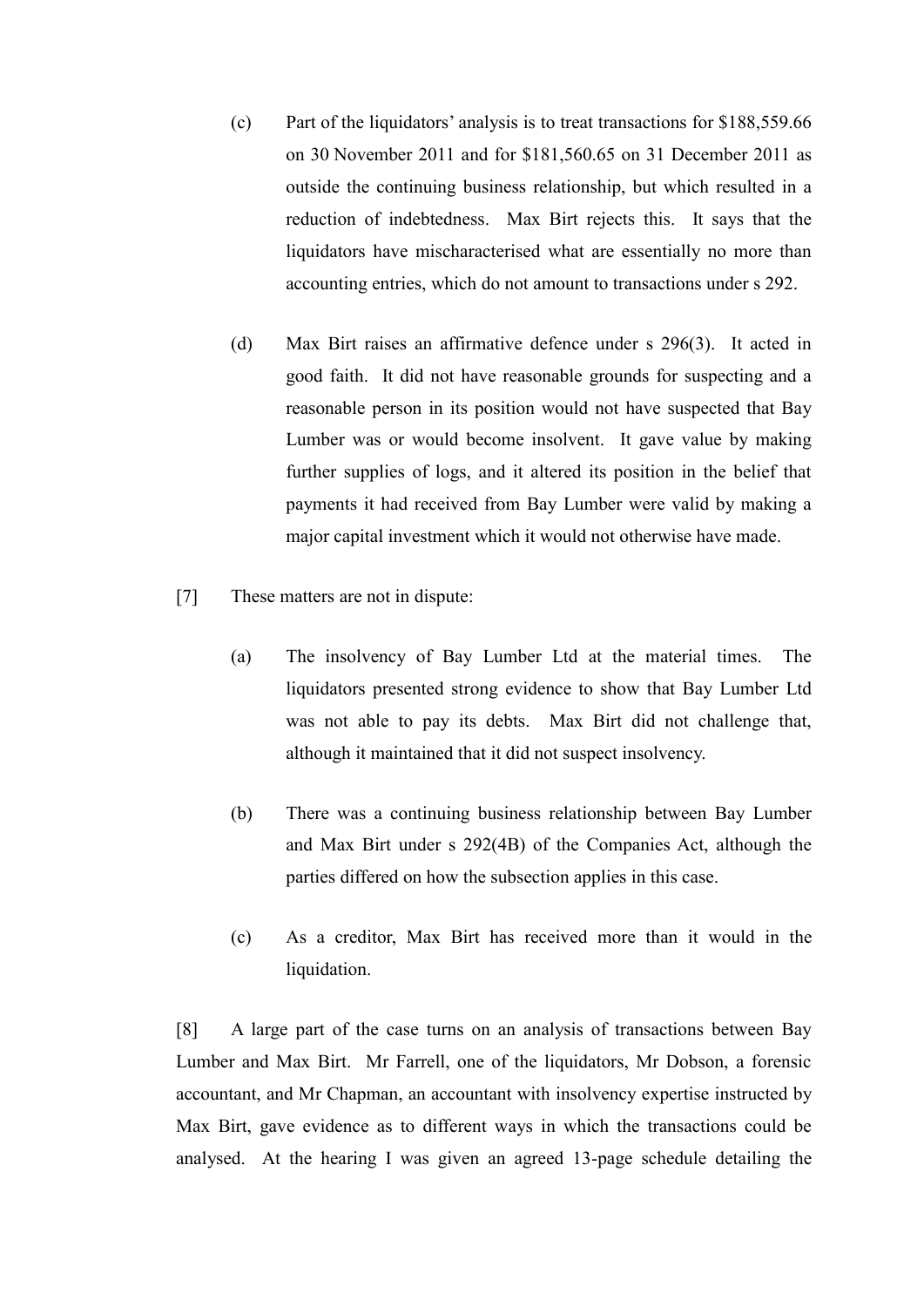(c) Part of the liquidators' analysis is to treat transactions for $188,559.66 on 30 November 2011 and for $181,560.65 on 31 December 2011 as outside the continuing business relationship, but which resulted in a reduction of indebtedness. Max Birt rejects this. It says that the liquidators have mischaracterised what are essentially no more than accounting entries, which do not amount to transactions under s 292.

(d) Max Birt raises an affirmative defence under s 296(3). It acted in good faith. It did not have reasonable grounds for suspecting and a reasonable person in its position would not have suspected that Bay Lumber was or would become insolvent. It gave value by making further supplies of logs, and it altered its position in the belief that payments it had received from Bay Lumber were valid by making a major capital investment which it would not otherwise have made.

[7] These matters are not in dispute:

(a) The insolvency of Bay Lumber Ltd at the material times. The liquidators presented strong evidence to show that Bay Lumber Ltd was not able to pay its debts. Max Birt did not challenge that, although it maintained that it did not suspect insolvency.

(b) There was a continuing business relationship between Bay Lumber and Max Birt under s 292(4B) of the Companies Act, although the parties differed on how the subsection applies in this case.

(c) As a creditor, Max Birt has received more than it would in the liquidation.

[8] A large part of the case turns on an analysis of transactions between Bay Lumber and Max Birt. Mr Farrell, one of the liquidators, Mr Dobson, a forensic accountant, and Mr Chapman, an accountant with insolvency expertise instructed by Max Birt, gave evidence as to different ways in which the transactions could be analysed. At the hearing I was given an agreed 13-page schedule detailing the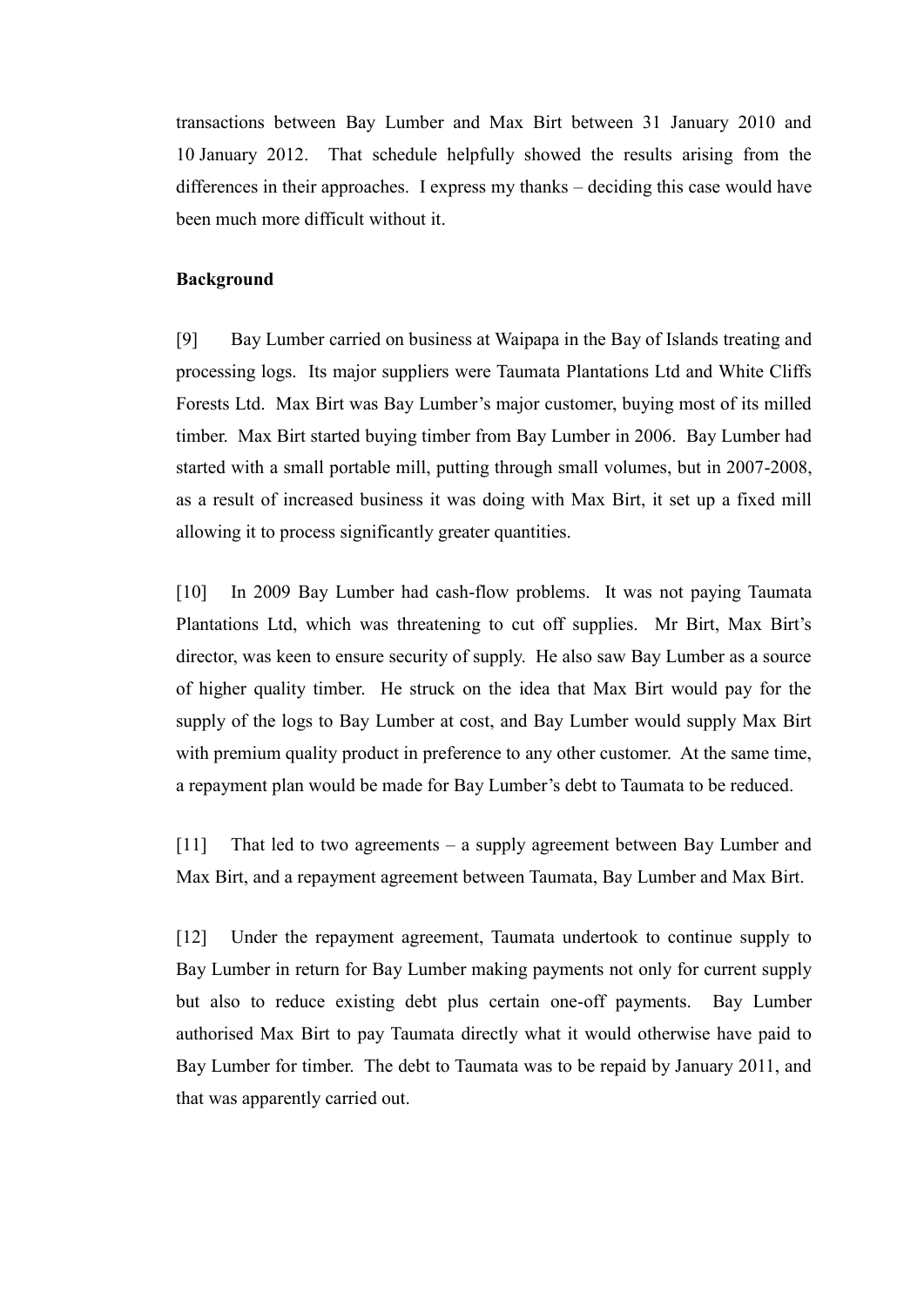transactions between Bay Lumber and Max Birt between 31 January 2010 and 10 January 2012. That schedule helpfully showed the results arising from the differences in their approaches. I express my thanks – deciding this case would have been much more difficult without it.

**Background**

[9] Bay Lumber carried on business at Waipapa in the Bay of Islands treating and processing logs. Its major suppliers were Taumata Plantations Ltd and White Cliffs Forests Ltd. Max Birt was Bay Lumber's major customer, buying most of its milled timber. Max Birt started buying timber from Bay Lumber in 2006. Bay Lumber had started with a small portable mill, putting through small volumes, but in 2007-2008, as a result of increased business it was doing with Max Birt, it set up a fixed mill allowing it to process significantly greater quantities.

[10] In 2009 Bay Lumber had cash-flow problems. It was not paying Taumata Plantations Ltd, which was threatening to cut off supplies. Mr Birt, Max Birt's director, was keen to ensure security of supply. He also saw Bay Lumber as a source of higher quality timber. He struck on the idea that Max Birt would pay for the supply of the logs to Bay Lumber at cost, and Bay Lumber would supply Max Birt with premium quality product in preference to any other customer. At the same time, a repayment plan would be made for Bay Lumber's debt to Taumata to be reduced.

[11] That led to two agreements – a supply agreement between Bay Lumber and Max Birt, and a repayment agreement between Taumata, Bay Lumber and Max Birt.

[12] Under the repayment agreement, Taumata undertook to continue supply to Bay Lumber in return for Bay Lumber making payments not only for current supply but also to reduce existing debt plus certain one-off payments. Bay Lumber authorised Max Birt to pay Taumata directly what it would otherwise have paid to Bay Lumber for timber. The debt to Taumata was to be repaid by January 2011, and that was apparently carried out.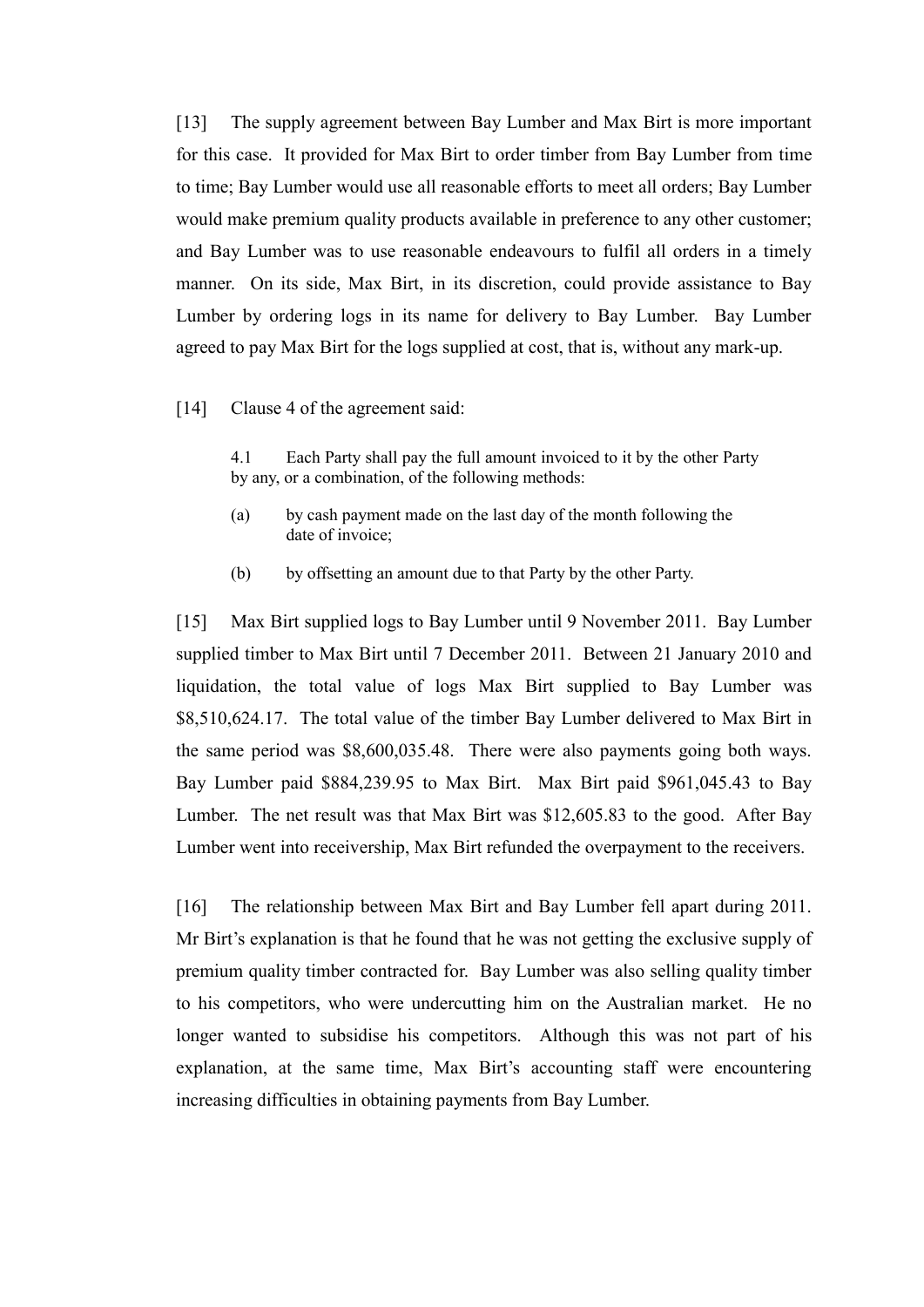[13] The supply agreement between Bay Lumber and Max Birt is more important for this case. It provided for Max Birt to order timber from Bay Lumber from time to time; Bay Lumber would use all reasonable efforts to meet all orders; Bay Lumber would make premium quality products available in preference to any other customer; and Bay Lumber was to use reasonable endeavours to fulfil all orders in a timely manner. On its side, Max Birt, in its discretion, could provide assistance to Bay Lumber by ordering logs in its name for delivery to Bay Lumber. Bay Lumber agreed to pay Max Birt for the logs supplied at cost, that is, without any mark-up.

[14] Clause 4 of the agreement said:

> 4.1 Each Party shall pay the full amount invoiced to it by the other Party by any, or a combination, of the following methods:
>
> (a) by cash payment made on the last day of the month following the date of invoice;
>
> (b) by offsetting an amount due to that Party by the other Party.

[15] Max Birt supplied logs to Bay Lumber until 9 November 2011. Bay Lumber supplied timber to Max Birt until 7 December 2011. Between 21 January 2010 and liquidation, the total value of logs Max Birt supplied to Bay Lumber was $8,510,624.17. The total value of the timber Bay Lumber delivered to Max Birt in the same period was $8,600,035.48. There were also payments going both ways. Bay Lumber paid $884,239.95 to Max Birt. Max Birt paid $961,045.43 to Bay Lumber. The net result was that Max Birt was $12,605.83 to the good. After Bay Lumber went into receivership, Max Birt refunded the overpayment to the receivers.

[16] The relationship between Max Birt and Bay Lumber fell apart during 2011. Mr Birt's explanation is that he found that he was not getting the exclusive supply of premium quality timber contracted for. Bay Lumber was also selling quality timber to his competitors, who were undercutting him on the Australian market. He no longer wanted to subsidise his competitors. Although this was not part of his explanation, at the same time, Max Birt's accounting staff were encountering increasing difficulties in obtaining payments from Bay Lumber.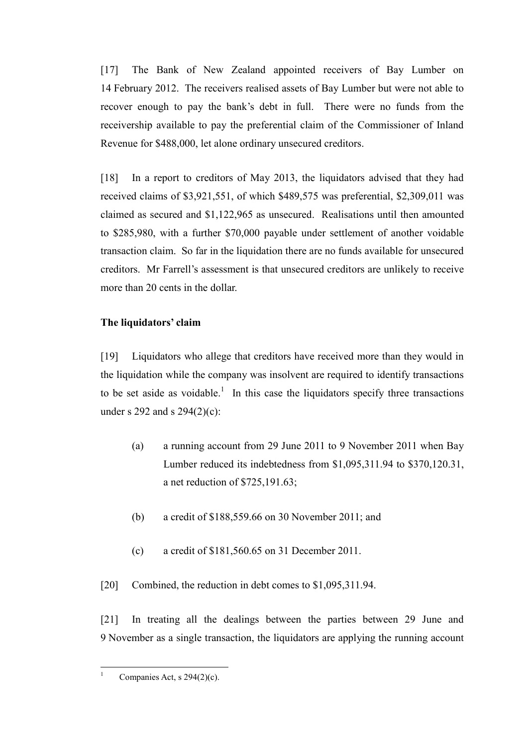[17] The Bank of New Zealand appointed receivers of Bay Lumber on 14 February 2012. The receivers realised assets of Bay Lumber but were not able to recover enough to pay the bank's debt in full. There were no funds from the receivership available to pay the preferential claim of the Commissioner of Inland Revenue for $488,000, let alone ordinary unsecured creditors.

[18] In a report to creditors of May 2013, the liquidators advised that they had received claims of $3,921,551, of which $489,575 was preferential, $2,309,011 was claimed as secured and $1,122,965 as unsecured. Realisations until then amounted to $285,980, with a further $70,000 payable under settlement of another voidable transaction claim. So far in the liquidation there are no funds available for unsecured creditors. Mr Farrell's assessment is that unsecured creditors are unlikely to receive more than 20 cents in the dollar.

### The liquidators' claim

[19] Liquidators who allege that creditors have received more than they would in the liquidation while the company was insolvent are required to identify transactions to be set aside as voidable.[1] In this case the liquidators specify three transactions under s 292 and s 294(2)(c):

(a) a running account from 29 June 2011 to 9 November 2011 when Bay Lumber reduced its indebtedness from $1,095,311.94 to $370,120.31, a net reduction of $725,191.63;

(b) a credit of $188,559.66 on 30 November 2011; and

(c) a credit of $181,560.65 on 31 December 2011.

[20] Combined, the reduction in debt comes to $1,095,311.94.

[21] In treating all the dealings between the parties between 29 June and 9 November as a single transaction, the liquidators are applying the running account

---

[1] Companies Act, s 294(2)(c).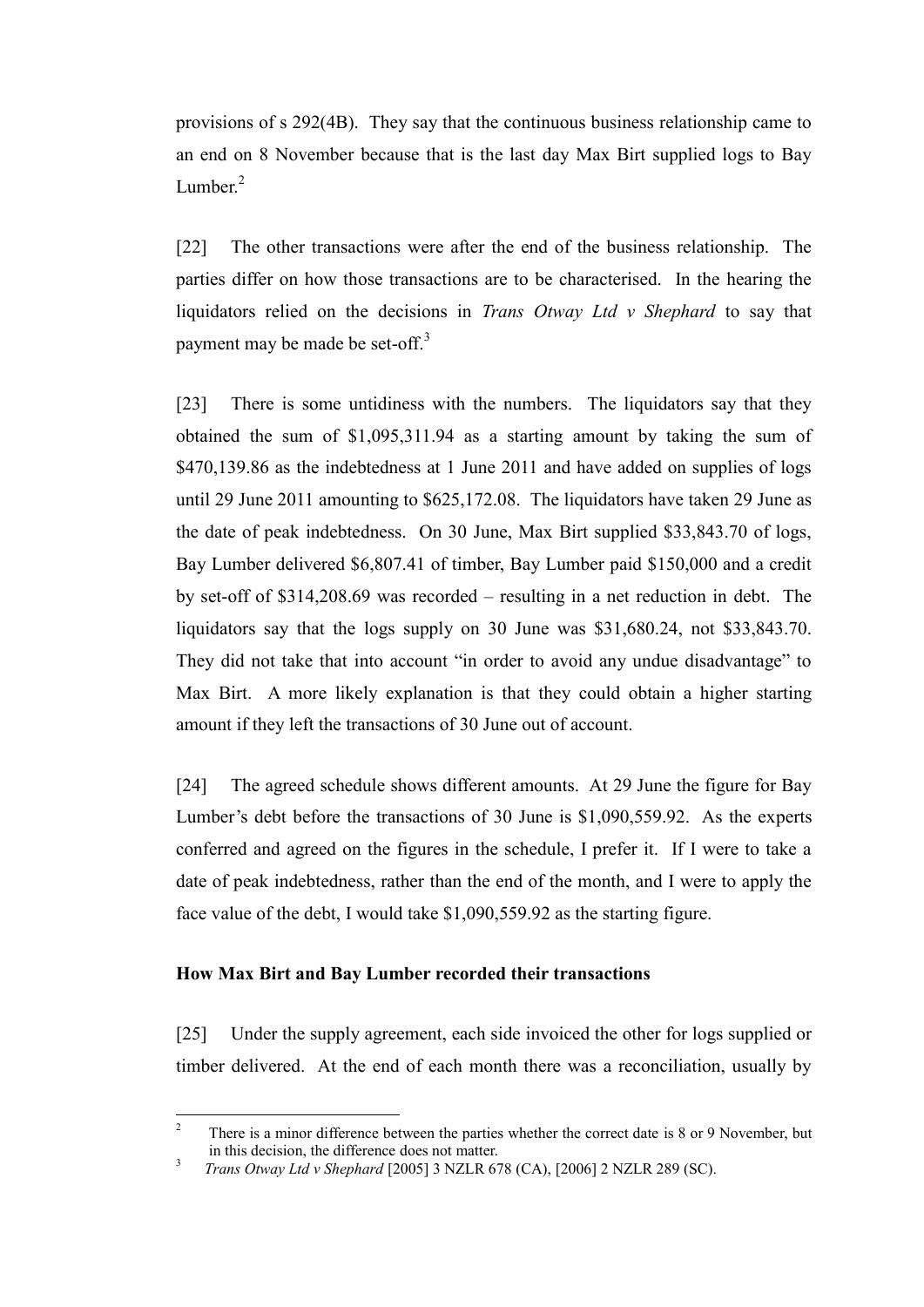provisions of s 292(4B). They say that the continuous business relationship came to an end on 8 November because that is the last day Max Birt supplied logs to Bay Lumber.[2]

[22] The other transactions were after the end of the business relationship. The parties differ on how those transactions are to be characterised. In the hearing the liquidators relied on the decisions in *Trans Otway Ltd v Shephard* to say that payment may be made be set-off.[3]

[23] There is some untidiness with the numbers. The liquidators say that they obtained the sum of $1,095,311.94 as a starting amount by taking the sum of $470,139.86 as the indebtedness at 1 June 2011 and have added on supplies of logs until 29 June 2011 amounting to $625,172.08. The liquidators have taken 29 June as the date of peak indebtedness. On 30 June, Max Birt supplied $33,843.70 of logs, Bay Lumber delivered $6,807.41 of timber, Bay Lumber paid $150,000 and a credit by set-off of $314,208.69 was recorded – resulting in a net reduction in debt. The liquidators say that the logs supply on 30 June was $31,680.24, not $33,843.70. They did not take that into account "in order to avoid any undue disadvantage" to Max Birt. A more likely explanation is that they could obtain a higher starting amount if they left the transactions of 30 June out of account.

[24] The agreed schedule shows different amounts. At 29 June the figure for Bay Lumber's debt before the transactions of 30 June is $1,090,559.92. As the experts conferred and agreed on the figures in the schedule, I prefer it. If I were to take a date of peak indebtedness, rather than the end of the month, and I were to apply the face value of the debt, I would take $1,090,559.92 as the starting figure.

## How Max Birt and Bay Lumber recorded their transactions

[25] Under the supply agreement, each side invoiced the other for logs supplied or timber delivered. At the end of each month there was a reconciliation, usually by

---

[2] There is a minor difference between the parties whether the correct date is 8 or 9 November, but in this decision, the difference does not matter.

[3] *Trans Otway Ltd v Shephard* [2005] 3 NZLR 678 (CA), [2006] 2 NZLR 289 (SC).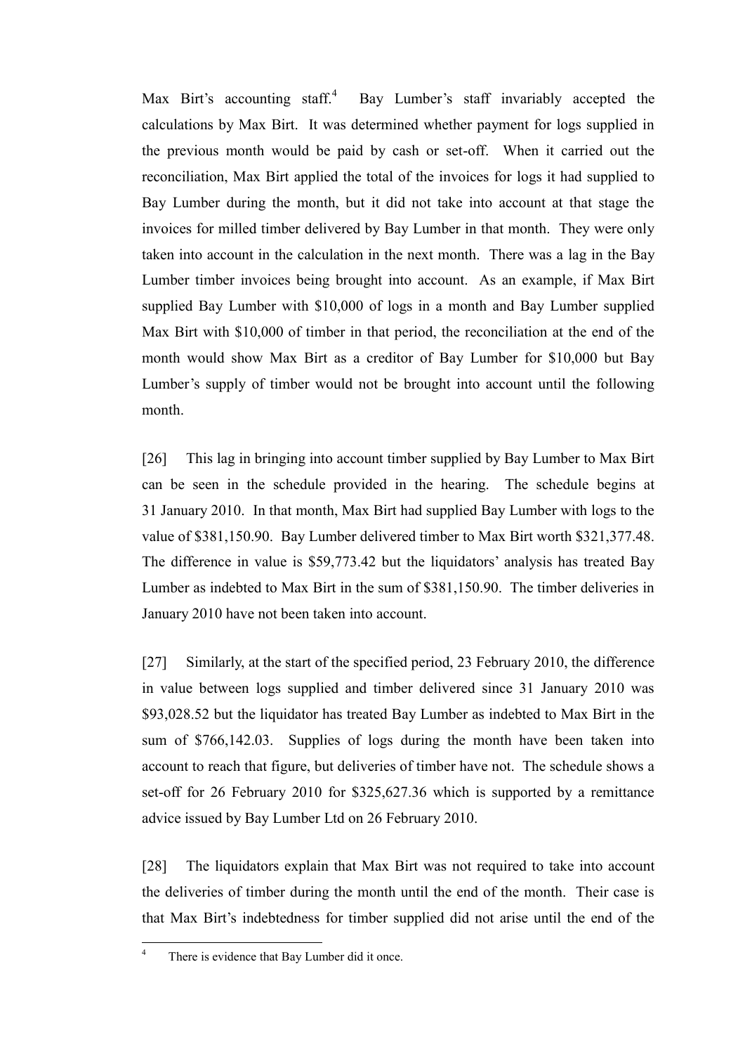Max Birt's accounting staff.[4] Bay Lumber's staff invariably accepted the calculations by Max Birt. It was determined whether payment for logs supplied in the previous month would be paid by cash or set-off. When it carried out the reconciliation, Max Birt applied the total of the invoices for logs it had supplied to Bay Lumber during the month, but it did not take into account at that stage the invoices for milled timber delivered by Bay Lumber in that month. They were only taken into account in the calculation in the next month. There was a lag in the Bay Lumber timber invoices being brought into account. As an example, if Max Birt supplied Bay Lumber with $10,000 of logs in a month and Bay Lumber supplied Max Birt with $10,000 of timber in that period, the reconciliation at the end of the month would show Max Birt as a creditor of Bay Lumber for $10,000 but Bay Lumber's supply of timber would not be brought into account until the following month.

[26] This lag in bringing into account timber supplied by Bay Lumber to Max Birt can be seen in the schedule provided in the hearing. The schedule begins at 31 January 2010. In that month, Max Birt had supplied Bay Lumber with logs to the value of $381,150.90. Bay Lumber delivered timber to Max Birt worth $321,377.48. The difference in value is $59,773.42 but the liquidators' analysis has treated Bay Lumber as indebted to Max Birt in the sum of $381,150.90. The timber deliveries in January 2010 have not been taken into account.

[27] Similarly, at the start of the specified period, 23 February 2010, the difference in value between logs supplied and timber delivered since 31 January 2010 was $93,028.52 but the liquidator has treated Bay Lumber as indebted to Max Birt in the sum of $766,142.03. Supplies of logs during the month have been taken into account to reach that figure, but deliveries of timber have not. The schedule shows a set-off for 26 February 2010 for $325,627.36 which is supported by a remittance advice issued by Bay Lumber Ltd on 26 February 2010.

[28] The liquidators explain that Max Birt was not required to take into account the deliveries of timber during the month until the end of the month. Their case is that Max Birt's indebtedness for timber supplied did not arise until the end of the

[4] There is evidence that Bay Lumber did it once.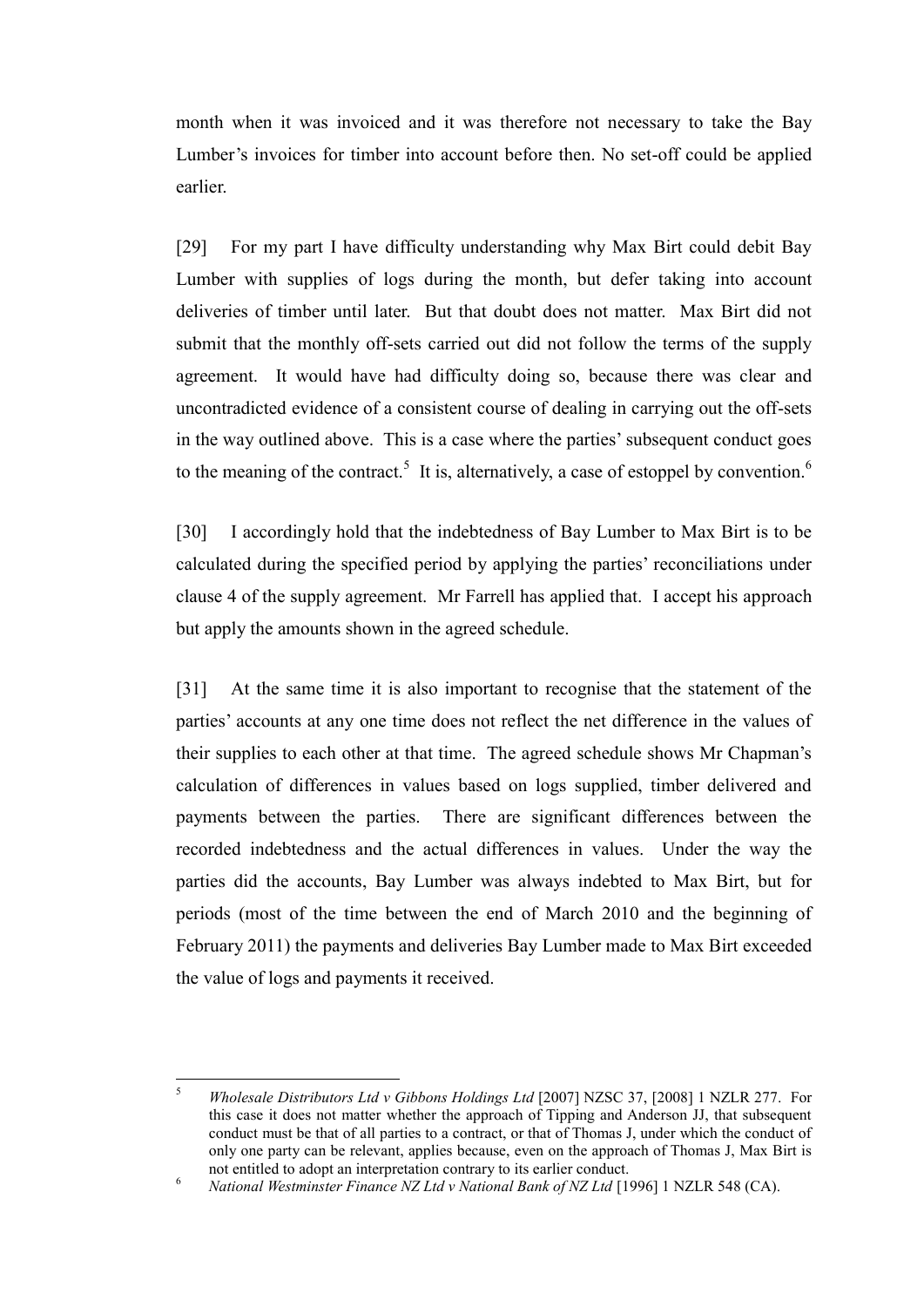month when it was invoiced and it was therefore not necessary to take the Bay Lumber's invoices for timber into account before then. No set-off could be applied earlier.

[29] For my part I have difficulty understanding why Max Birt could debit Bay Lumber with supplies of logs during the month, but defer taking into account deliveries of timber until later. But that doubt does not matter. Max Birt did not submit that the monthly off-sets carried out did not follow the terms of the supply agreement. It would have had difficulty doing so, because there was clear and uncontradicted evidence of a consistent course of dealing in carrying out the off-sets in the way outlined above. This is a case where the parties' subsequent conduct goes to the meaning of the contract.[5] It is, alternatively, a case of estoppel by convention.[6]

[30] I accordingly hold that the indebtedness of Bay Lumber to Max Birt is to be calculated during the specified period by applying the parties' reconciliations under clause 4 of the supply agreement. Mr Farrell has applied that. I accept his approach but apply the amounts shown in the agreed schedule.

[31] At the same time it is also important to recognise that the statement of the parties' accounts at any one time does not reflect the net difference in the values of their supplies to each other at that time. The agreed schedule shows Mr Chapman's calculation of differences in values based on logs supplied, timber delivered and payments between the parties. There are significant differences between the recorded indebtedness and the actual differences in values. Under the way the parties did the accounts, Bay Lumber was always indebted to Max Birt, but for periods (most of the time between the end of March 2010 and the beginning of February 2011) the payments and deliveries Bay Lumber made to Max Birt exceeded the value of logs and payments it received.

---

[5] *Wholesale Distributors Ltd v Gibbons Holdings Ltd* [2007] NZSC 37, [2008] 1 NZLR 277. For this case it does not matter whether the approach of Tipping and Anderson JJ, that subsequent conduct must be that of all parties to a contract, or that of Thomas J, under which the conduct of only one party can be relevant, applies because, even on the approach of Thomas J, Max Birt is not entitled to adopt an interpretation contrary to its earlier conduct.

[6] *National Westminster Finance NZ Ltd v National Bank of NZ Ltd* [1996] 1 NZLR 548 (CA).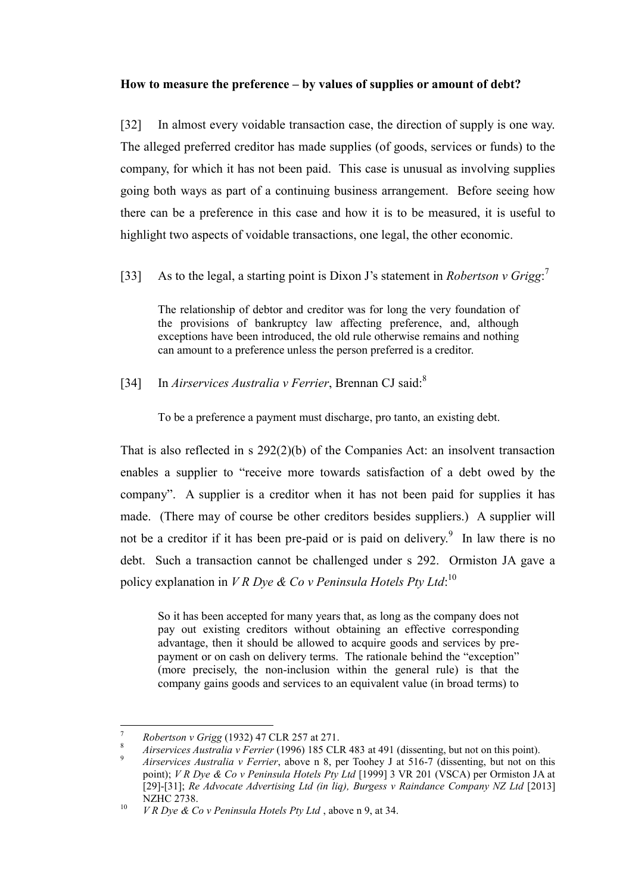**How to measure the preference – by values of supplies or amount of debt?**

[32] In almost every voidable transaction case, the direction of supply is one way. The alleged preferred creditor has made supplies (of goods, services or funds) to the company, for which it has not been paid. This case is unusual as involving supplies going both ways as part of a continuing business arrangement. Before seeing how there can be a preference in this case and how it is to be measured, it is useful to highlight two aspects of voidable transactions, one legal, the other economic.

[33] As to the legal, a starting point is Dixon J's statement in *Robertson v Grigg*:[7]

> The relationship of debtor and creditor was for long the very foundation of the provisions of bankruptcy law affecting preference, and, although exceptions have been introduced, the old rule otherwise remains and nothing can amount to a preference unless the person preferred is a creditor.

[34] In *Airservices Australia v Ferrier*, Brennan CJ said:[8]

> To be a preference a payment must discharge, pro tanto, an existing debt.

That is also reflected in s 292(2)(b) of the Companies Act: an insolvent transaction enables a supplier to "receive more towards satisfaction of a debt owed by the company". A supplier is a creditor when it has not been paid for supplies it has made. (There may of course be other creditors besides suppliers.) A supplier will not be a creditor if it has been pre-paid or is paid on delivery.[9] In law there is no debt. Such a transaction cannot be challenged under s 292. Ormiston JA gave a policy explanation in *V R Dye & Co v Peninsula Hotels Pty Ltd*:[10]

> So it has been accepted for many years that, as long as the company does not pay out existing creditors without obtaining an effective corresponding advantage, then it should be allowed to acquire goods and services by pre-payment or on cash on delivery terms. The rationale behind the "exception" (more precisely, the non-inclusion within the general rule) is that the company gains goods and services to an equivalent value (in broad terms) to

---

[7] *Robertson v Grigg* (1932) 47 CLR 257 at 271.

[8] *Airservices Australia v Ferrier* (1996) 185 CLR 483 at 491 (dissenting, but not on this point).

[9] *Airservices Australia v Ferrier*, above n 8, per Toohey J at 516-7 (dissenting, but not on this point); *V R Dye & Co v Peninsula Hotels Pty Ltd* [1999] 3 VR 201 (VSCA) per Ormiston JA at [29]-[31]; *Re Advocate Advertising Ltd (in liq), Burgess v Raindance Company NZ Ltd* [2013] NZHC 2738.

[10] *V R Dye & Co v Peninsula Hotels Pty Ltd* , above n 9, at 34.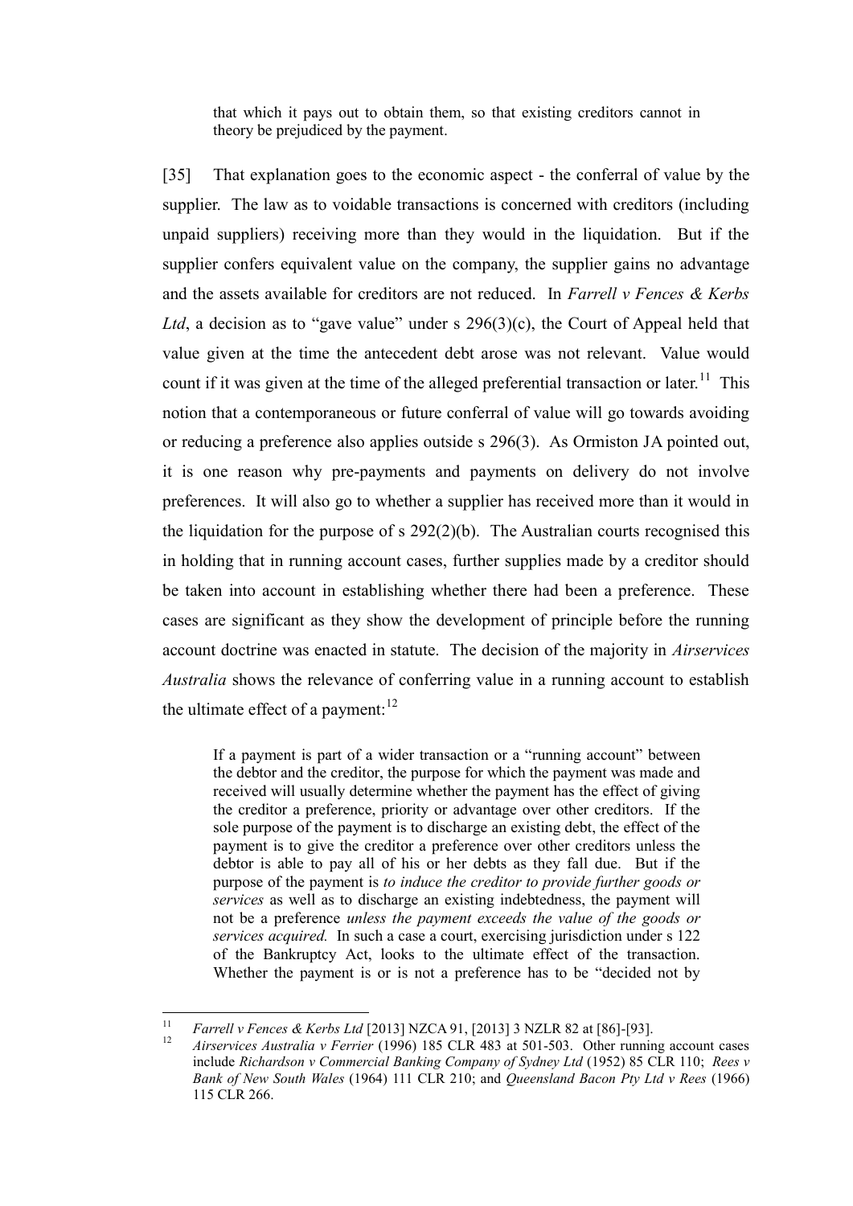> that which it pays out to obtain them, so that existing creditors cannot in theory be prejudiced by the payment.

[35] That explanation goes to the economic aspect - the conferral of value by the supplier. The law as to voidable transactions is concerned with creditors (including unpaid suppliers) receiving more than they would in the liquidation. But if the supplier confers equivalent value on the company, the supplier gains no advantage and the assets available for creditors are not reduced. In *Farrell v Fences & Kerbs Ltd*, a decision as to "gave value" under s 296(3)(c), the Court of Appeal held that value given at the time the antecedent debt arose was not relevant. Value would count if it was given at the time of the alleged preferential transaction or later.[11] This notion that a contemporaneous or future conferral of value will go towards avoiding or reducing a preference also applies outside s 296(3). As Ormiston JA pointed out, it is one reason why pre-payments and payments on delivery do not involve preferences. It will also go to whether a supplier has received more than it would in the liquidation for the purpose of s 292(2)(b). The Australian courts recognised this in holding that in running account cases, further supplies made by a creditor should be taken into account in establishing whether there had been a preference. These cases are significant as they show the development of principle before the running account doctrine was enacted in statute. The decision of the majority in *Airservices Australia* shows the relevance of conferring value in a running account to establish the ultimate effect of a payment:[12]

> If a payment is part of a wider transaction or a "running account" between the debtor and the creditor, the purpose for which the payment was made and received will usually determine whether the payment has the effect of giving the creditor a preference, priority or advantage over other creditors. If the sole purpose of the payment is to discharge an existing debt, the effect of the payment is to give the creditor a preference over other creditors unless the debtor is able to pay all of his or her debts as they fall due. But if the purpose of the payment is *to induce the creditor to provide further goods or services* as well as to discharge an existing indebtedness, the payment will not be a preference *unless the payment exceeds the value of the goods or services acquired.* In such a case a court, exercising jurisdiction under s 122 of the Bankruptcy Act, looks to the ultimate effect of the transaction. Whether the payment is or is not a preference has to be "decided not by

---

[11] *Farrell v Fences & Kerbs Ltd* [2013] NZCA 91, [2013] 3 NZLR 82 at [86]-[93].

[12] *Airservices Australia v Ferrier* (1996) 185 CLR 483 at 501-503. Other running account cases include *Richardson v Commercial Banking Company of Sydney Ltd* (1952) 85 CLR 110; *Rees v Bank of New South Wales* (1964) 111 CLR 210; and *Queensland Bacon Pty Ltd v Rees* (1966) 115 CLR 266.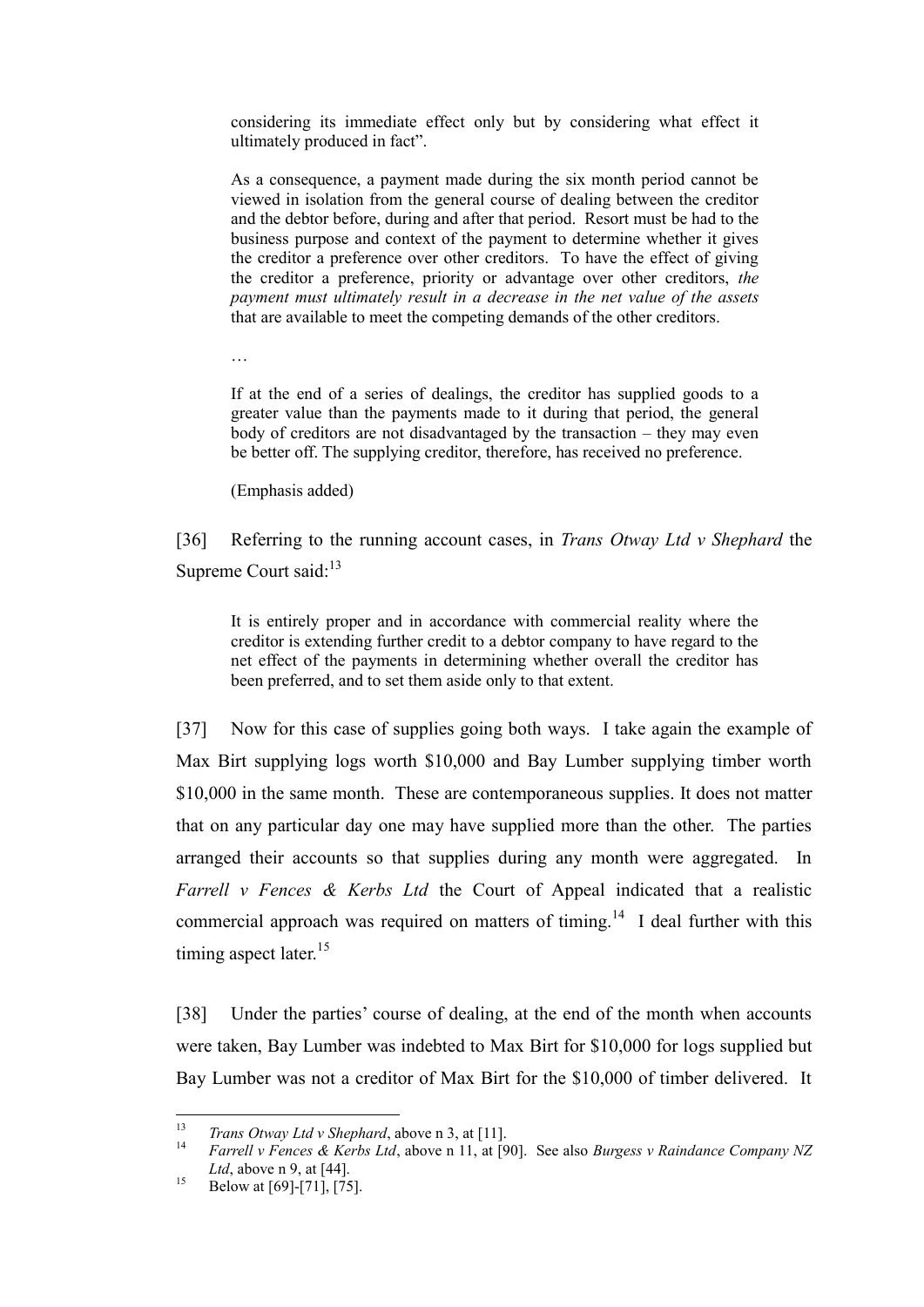> considering its immediate effect only but by considering what effect it ultimately produced in fact".
>
> As a consequence, a payment made during the six month period cannot be viewed in isolation from the general course of dealing between the creditor and the debtor before, during and after that period. Resort must be had to the business purpose and context of the payment to determine whether it gives the creditor a preference over other creditors. To have the effect of giving the creditor a preference, priority or advantage over other creditors, *the payment must ultimately result in a decrease in the net value of the assets* that are available to meet the competing demands of the other creditors.
>
> …
>
> If at the end of a series of dealings, the creditor has supplied goods to a greater value than the payments made to it during that period, the general body of creditors are not disadvantaged by the transaction – they may even be better off. The supplying creditor, therefore, has received no preference.
>
> (Emphasis added)

[36] Referring to the running account cases, in *Trans Otway Ltd v Shephard* the Supreme Court said:[13]

> It is entirely proper and in accordance with commercial reality where the creditor is extending further credit to a debtor company to have regard to the net effect of the payments in determining whether overall the creditor has been preferred, and to set them aside only to that extent.

[37] Now for this case of supplies going both ways. I take again the example of Max Birt supplying logs worth \$10,000 and Bay Lumber supplying timber worth \$10,000 in the same month. These are contemporaneous supplies. It does not matter that on any particular day one may have supplied more than the other. The parties arranged their accounts so that supplies during any month were aggregated. In *Farrell v Fences & Kerbs Ltd* the Court of Appeal indicated that a realistic commercial approach was required on matters of timing.[14] I deal further with this timing aspect later.[15]

[38] Under the parties' course of dealing, at the end of the month when accounts were taken, Bay Lumber was indebted to Max Birt for \$10,000 for logs supplied but Bay Lumber was not a creditor of Max Birt for the \$10,000 of timber delivered. It

---

[13] *Trans Otway Ltd v Shephard*, above n 3, at [11].

[14] *Farrell v Fences & Kerbs Ltd*, above n 11, at [90]. See also *Burgess v Raindance Company NZ Ltd*, above n 9, at [44].

[15] Below at [69]-[71], [75].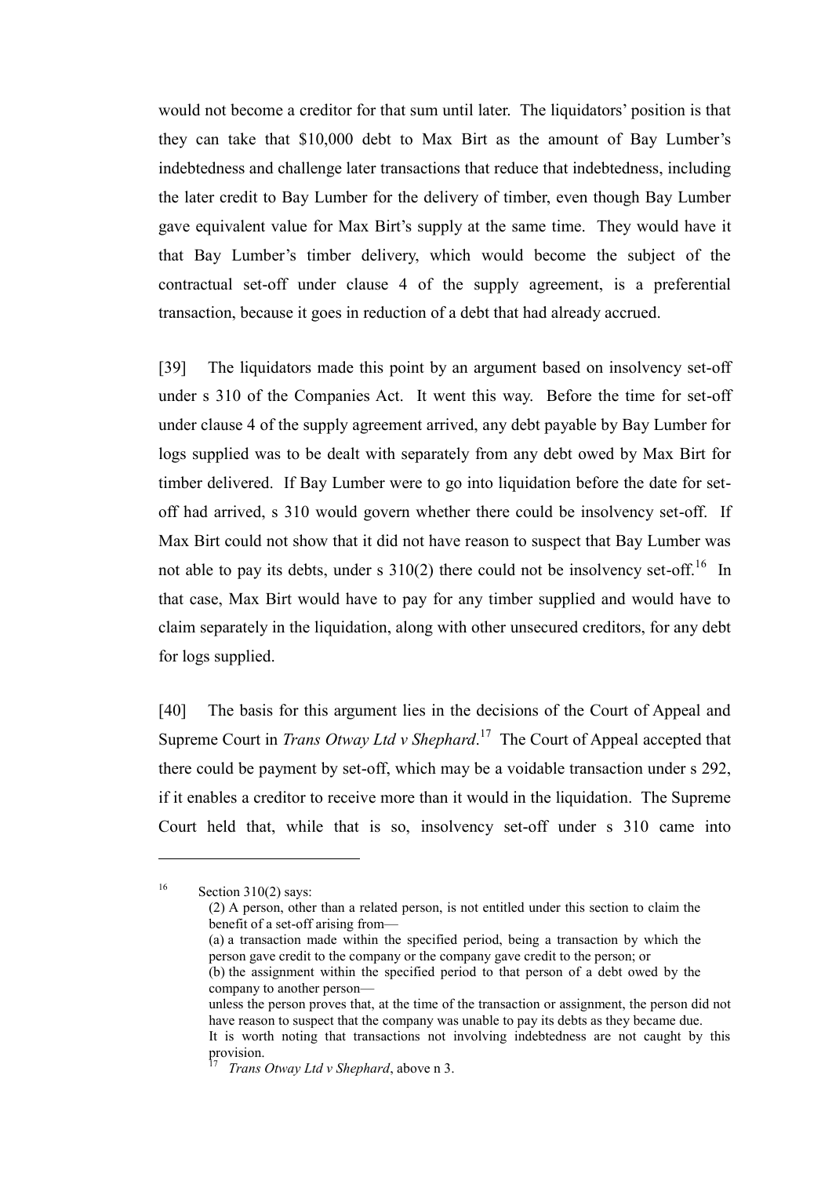would not become a creditor for that sum until later. The liquidators' position is that they can take that $10,000 debt to Max Birt as the amount of Bay Lumber's indebtedness and challenge later transactions that reduce that indebtedness, including the later credit to Bay Lumber for the delivery of timber, even though Bay Lumber gave equivalent value for Max Birt's supply at the same time. They would have it that Bay Lumber's timber delivery, which would become the subject of the contractual set-off under clause 4 of the supply agreement, is a preferential transaction, because it goes in reduction of a debt that had already accrued.

[39] The liquidators made this point by an argument based on insolvency set-off under s 310 of the Companies Act. It went this way. Before the time for set-off under clause 4 of the supply agreement arrived, any debt payable by Bay Lumber for logs supplied was to be dealt with separately from any debt owed by Max Birt for timber delivered. If Bay Lumber were to go into liquidation before the date for set-off had arrived, s 310 would govern whether there could be insolvency set-off. If Max Birt could not show that it did not have reason to suspect that Bay Lumber was not able to pay its debts, under s 310(2) there could not be insolvency set-off.[16] In that case, Max Birt would have to pay for any timber supplied and would have to claim separately in the liquidation, along with other unsecured creditors, for any debt for logs supplied.

[40] The basis for this argument lies in the decisions of the Court of Appeal and Supreme Court in *Trans Otway Ltd v Shephard*.[17] The Court of Appeal accepted that there could be payment by set-off, which may be a voidable transaction under s 292, if it enables a creditor to receive more than it would in the liquidation. The Supreme Court held that, while that is so, insolvency set-off under s 310 came into

---

[16] Section 310(2) says:

(2) A person, other than a related person, is not entitled under this section to claim the benefit of a set-off arising from—

(a) a transaction made within the specified period, being a transaction by which the person gave credit to the company or the company gave credit to the person; or

(b) the assignment within the specified period to that person of a debt owed by the company to another person—

unless the person proves that, at the time of the transaction or assignment, the person did not have reason to suspect that the company was unable to pay its debts as they became due.

It is worth noting that transactions not involving indebtedness are not caught by this provision.

[17] *Trans Otway Ltd v Shephard*, above n 3.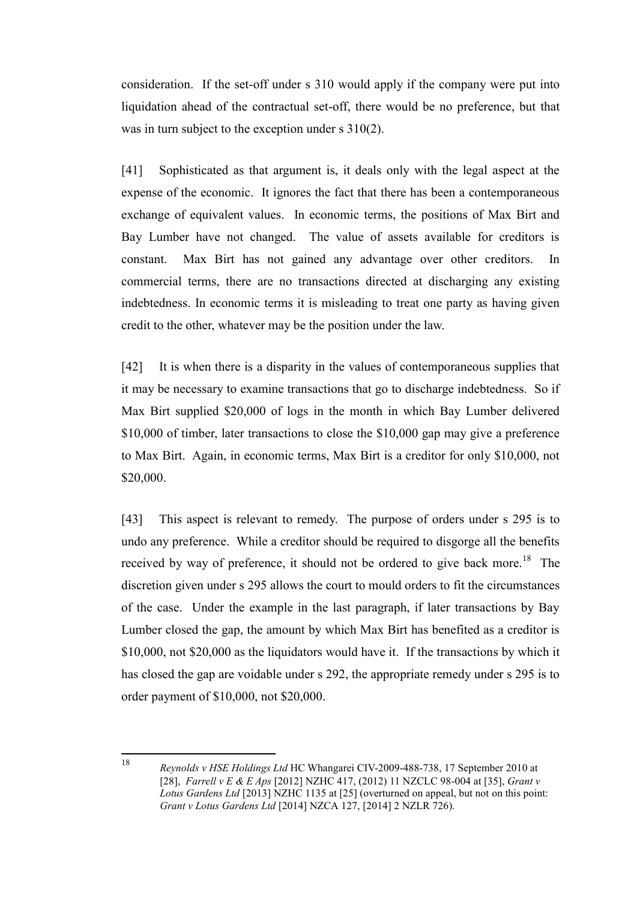consideration. If the set-off under s 310 would apply if the company were put into liquidation ahead of the contractual set-off, there would be no preference, but that was in turn subject to the exception under s 310(2).

[41] Sophisticated as that argument is, it deals only with the legal aspect at the expense of the economic. It ignores the fact that there has been a contemporaneous exchange of equivalent values. In economic terms, the positions of Max Birt and Bay Lumber have not changed. The value of assets available for creditors is constant. Max Birt has not gained any advantage over other creditors. In commercial terms, there are no transactions directed at discharging any existing indebtedness. In economic terms it is misleading to treat one party as having given credit to the other, whatever may be the position under the law.

[42] It is when there is a disparity in the values of contemporaneous supplies that it may be necessary to examine transactions that go to discharge indebtedness. So if Max Birt supplied $20,000 of logs in the month in which Bay Lumber delivered $10,000 of timber, later transactions to close the $10,000 gap may give a preference to Max Birt. Again, in economic terms, Max Birt is a creditor for only $10,000, not $20,000.

[43] This aspect is relevant to remedy. The purpose of orders under s 295 is to undo any preference. While a creditor should be required to disgorge all the benefits received by way of preference, it should not be ordered to give back more.[18] The discretion given under s 295 allows the court to mould orders to fit the circumstances of the case. Under the example in the last paragraph, if later transactions by Bay Lumber closed the gap, the amount by which Max Birt has benefited as a creditor is $10,000, not $20,000 as the liquidators would have it. If the transactions by which it has closed the gap are voidable under s 292, the appropriate remedy under s 295 is to order payment of $10,000, not $20,000.

---

[18] *Reynolds v HSE Holdings Ltd* HC Whangarei CIV-2009-488-738, 17 September 2010 at [28], *Farrell v E & E Aps* [2012] NZHC 417, (2012) 11 NZCLC 98-004 at [35], *Grant v Lotus Gardens Ltd* [2013] NZHC 1135 at [25] (overturned on appeal, but not on this point: *Grant v Lotus Gardens Ltd* [2014] NZCA 127, [2014] 2 NZLR 726).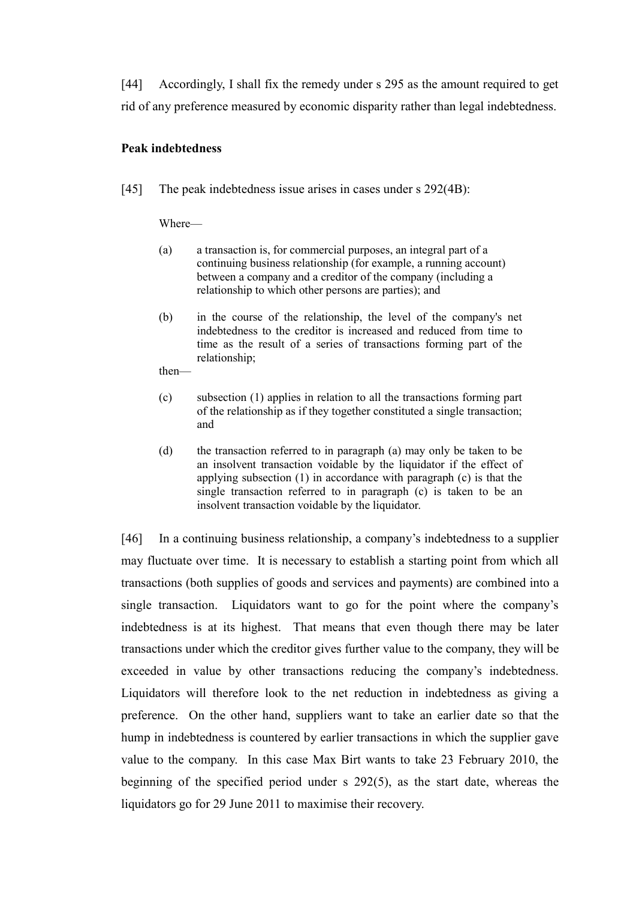[44] Accordingly, I shall fix the remedy under s 295 as the amount required to get rid of any preference measured by economic disparity rather than legal indebtedness.

**Peak indebtedness**

[45] The peak indebtedness issue arises in cases under s 292(4B):

> Where—
>
> (a) a transaction is, for commercial purposes, an integral part of a continuing business relationship (for example, a running account) between a company and a creditor of the company (including a relationship to which other persons are parties); and
>
> (b) in the course of the relationship, the level of the company's net indebtedness to the creditor is increased and reduced from time to time as the result of a series of transactions forming part of the relationship;
>
> then—
>
> (c) subsection (1) applies in relation to all the transactions forming part of the relationship as if they together constituted a single transaction; and
>
> (d) the transaction referred to in paragraph (a) may only be taken to be an insolvent transaction voidable by the liquidator if the effect of applying subsection (1) in accordance with paragraph (c) is that the single transaction referred to in paragraph (c) is taken to be an insolvent transaction voidable by the liquidator.

[46] In a continuing business relationship, a company's indebtedness to a supplier may fluctuate over time. It is necessary to establish a starting point from which all transactions (both supplies of goods and services and payments) are combined into a single transaction. Liquidators want to go for the point where the company's indebtedness is at its highest. That means that even though there may be later transactions under which the creditor gives further value to the company, they will be exceeded in value by other transactions reducing the company's indebtedness. Liquidators will therefore look to the net reduction in indebtedness as giving a preference. On the other hand, suppliers want to take an earlier date so that the hump in indebtedness is countered by earlier transactions in which the supplier gave value to the company. In this case Max Birt wants to take 23 February 2010, the beginning of the specified period under s 292(5), as the start date, whereas the liquidators go for 29 June 2011 to maximise their recovery.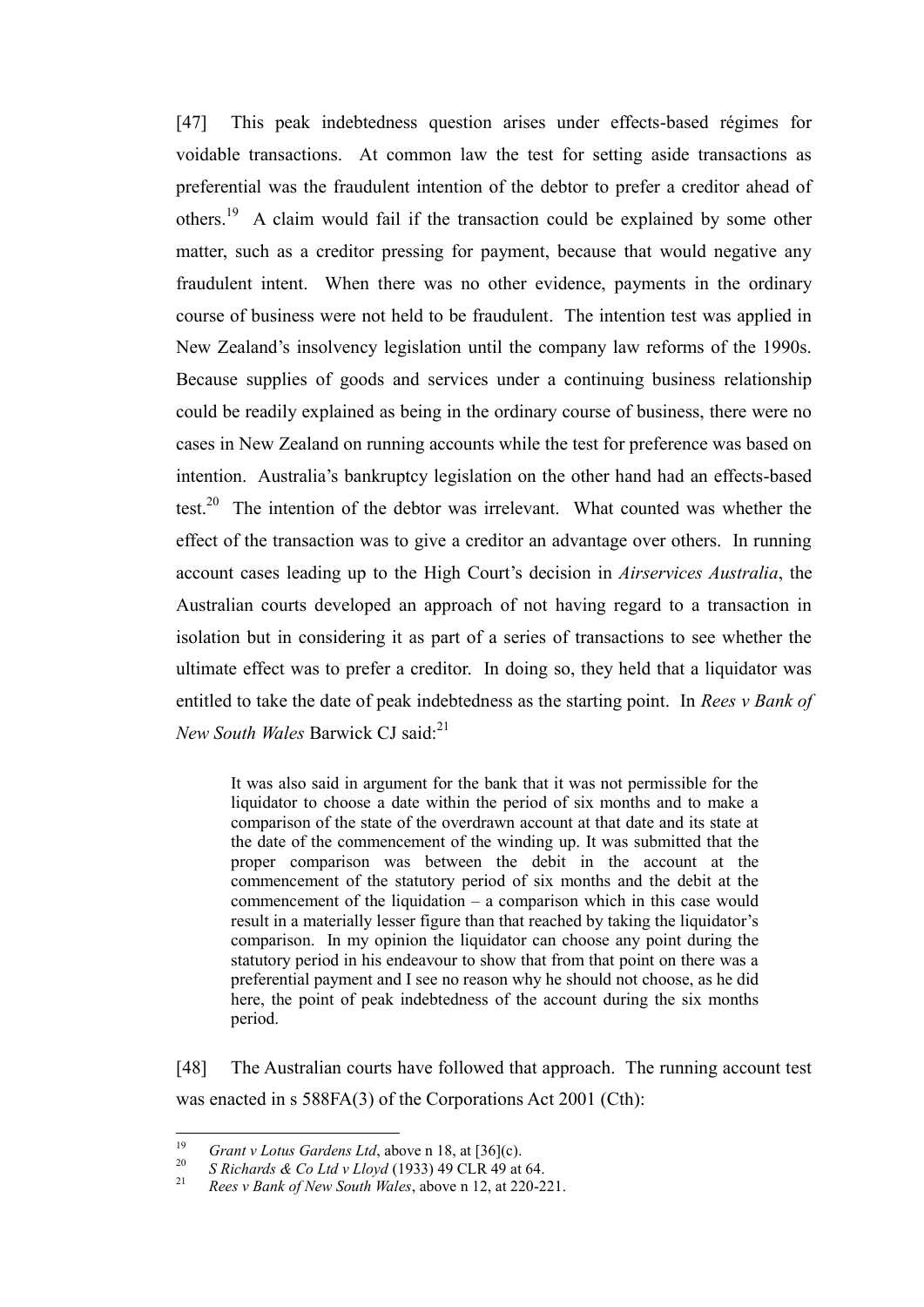[47] This peak indebtedness question arises under effects-based régimes for voidable transactions. At common law the test for setting aside transactions as preferential was the fraudulent intention of the debtor to prefer a creditor ahead of others.[19] A claim would fail if the transaction could be explained by some other matter, such as a creditor pressing for payment, because that would negative any fraudulent intent. When there was no other evidence, payments in the ordinary course of business were not held to be fraudulent. The intention test was applied in New Zealand's insolvency legislation until the company law reforms of the 1990s. Because supplies of goods and services under a continuing business relationship could be readily explained as being in the ordinary course of business, there were no cases in New Zealand on running accounts while the test for preference was based on intention. Australia's bankruptcy legislation on the other hand had an effects-based test.[20] The intention of the debtor was irrelevant. What counted was whether the effect of the transaction was to give a creditor an advantage over others. In running account cases leading up to the High Court's decision in *Airservices Australia*, the Australian courts developed an approach of not having regard to a transaction in isolation but in considering it as part of a series of transactions to see whether the ultimate effect was to prefer a creditor. In doing so, they held that a liquidator was entitled to take the date of peak indebtedness as the starting point. In *Rees v Bank of New South Wales* Barwick CJ said:[21]

> It was also said in argument for the bank that it was not permissible for the liquidator to choose a date within the period of six months and to make a comparison of the state of the overdrawn account at that date and its state at the date of the commencement of the winding up. It was submitted that the proper comparison was between the debit in the account at the commencement of the statutory period of six months and the debit at the commencement of the liquidation – a comparison which in this case would result in a materially lesser figure than that reached by taking the liquidator's comparison. In my opinion the liquidator can choose any point during the statutory period in his endeavour to show that from that point on there was a preferential payment and I see no reason why he should not choose, as he did here, the point of peak indebtedness of the account during the six months period.

[48] The Australian courts have followed that approach. The running account test was enacted in s 588FA(3) of the Corporations Act 2001 (Cth):

---

[19] *Grant v Lotus Gardens Ltd*, above n 18, at [36](c).

[20] *S Richards & Co Ltd v Lloyd* (1933) 49 CLR 49 at 64.

[21] *Rees v Bank of New South Wales*, above n 12, at 220-221.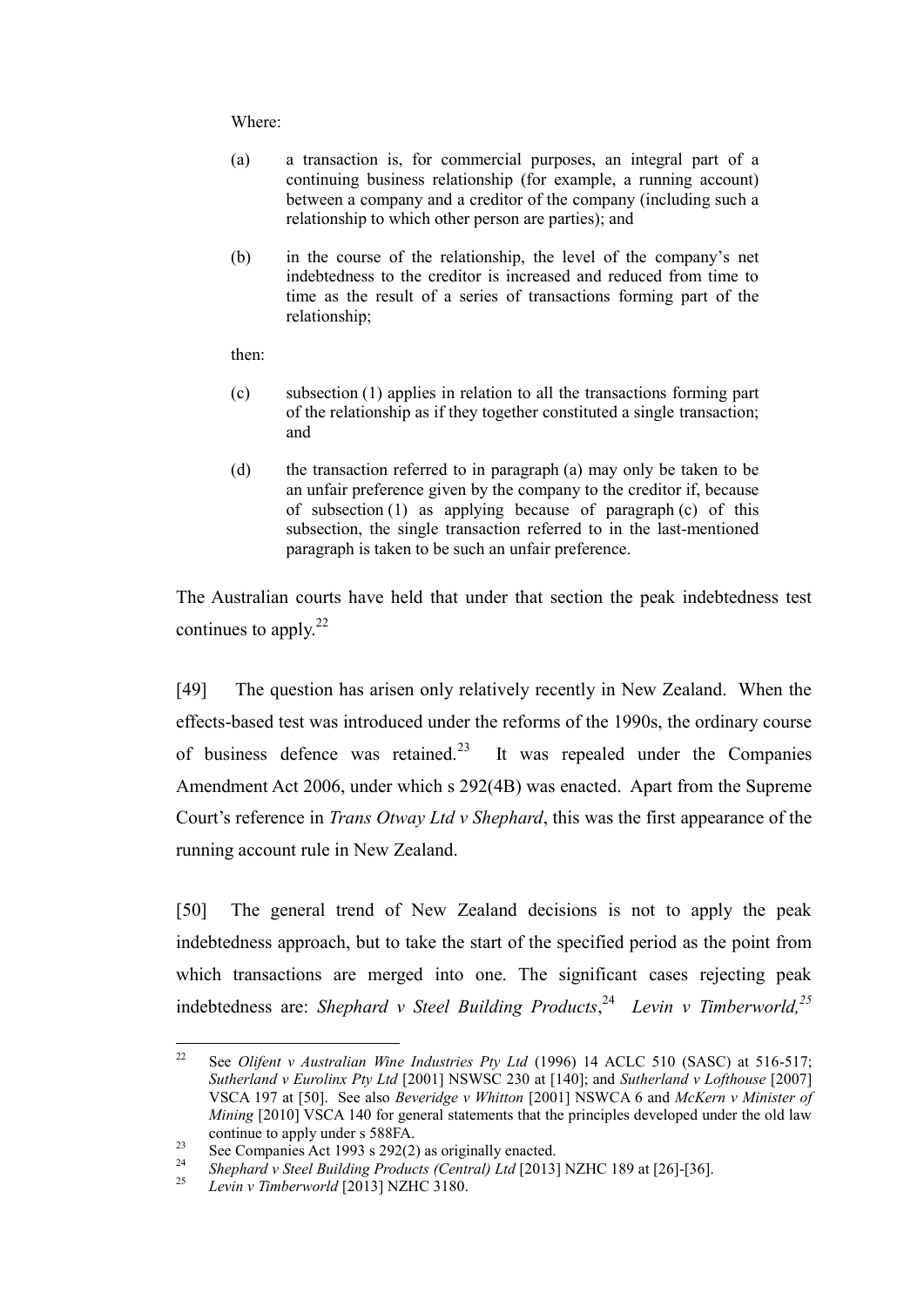Where:

(a) a transaction is, for commercial purposes, an integral part of a continuing business relationship (for example, a running account) between a company and a creditor of the company (including such a relationship to which other person are parties); and

(b) in the course of the relationship, the level of the company's net indebtedness to the creditor is increased and reduced from time to time as the result of a series of transactions forming part of the relationship;

then:

(c) subsection (1) applies in relation to all the transactions forming part of the relationship as if they together constituted a single transaction; and

(d) the transaction referred to in paragraph (a) may only be taken to be an unfair preference given by the company to the creditor if, because of subsection (1) as applying because of paragraph (c) of this subsection, the single transaction referred to in the last-mentioned paragraph is taken to be such an unfair preference.

The Australian courts have held that under that section the peak indebtedness test continues to apply.[22]

[49] The question has arisen only relatively recently in New Zealand. When the effects-based test was introduced under the reforms of the 1990s, the ordinary course of business defence was retained.[23] It was repealed under the Companies Amendment Act 2006, under which s 292(4B) was enacted. Apart from the Supreme Court's reference in *Trans Otway Ltd v Shephard*, this was the first appearance of the running account rule in New Zealand.

[50] The general trend of New Zealand decisions is not to apply the peak indebtedness approach, but to take the start of the specified period as the point from which transactions are merged into one. The significant cases rejecting peak indebtedness are: *Shephard v Steel Building Products*,[24] *Levin v Timberworld,*[25]

---

[22] See *Olifent v Australian Wine Industries Pty Ltd* (1996) 14 ACLC 510 (SASC) at 516-517; *Sutherland v Eurolinx Pty Ltd* [2001] NSWSC 230 at [140]; and *Sutherland v Lofthouse* [2007] VSCA 197 at [50]. See also *Beveridge v Whitton* [2001] NSWCA 6 and *McKern v Minister of Mining* [2010] VSCA 140 for general statements that the principles developed under the old law continue to apply under s 588FA.

[23] See Companies Act 1993 s 292(2) as originally enacted.

[24] *Shephard v Steel Building Products (Central) Ltd* [2013] NZHC 189 at [26]-[36].

[25] *Levin v Timberworld* [2013] NZHC 3180.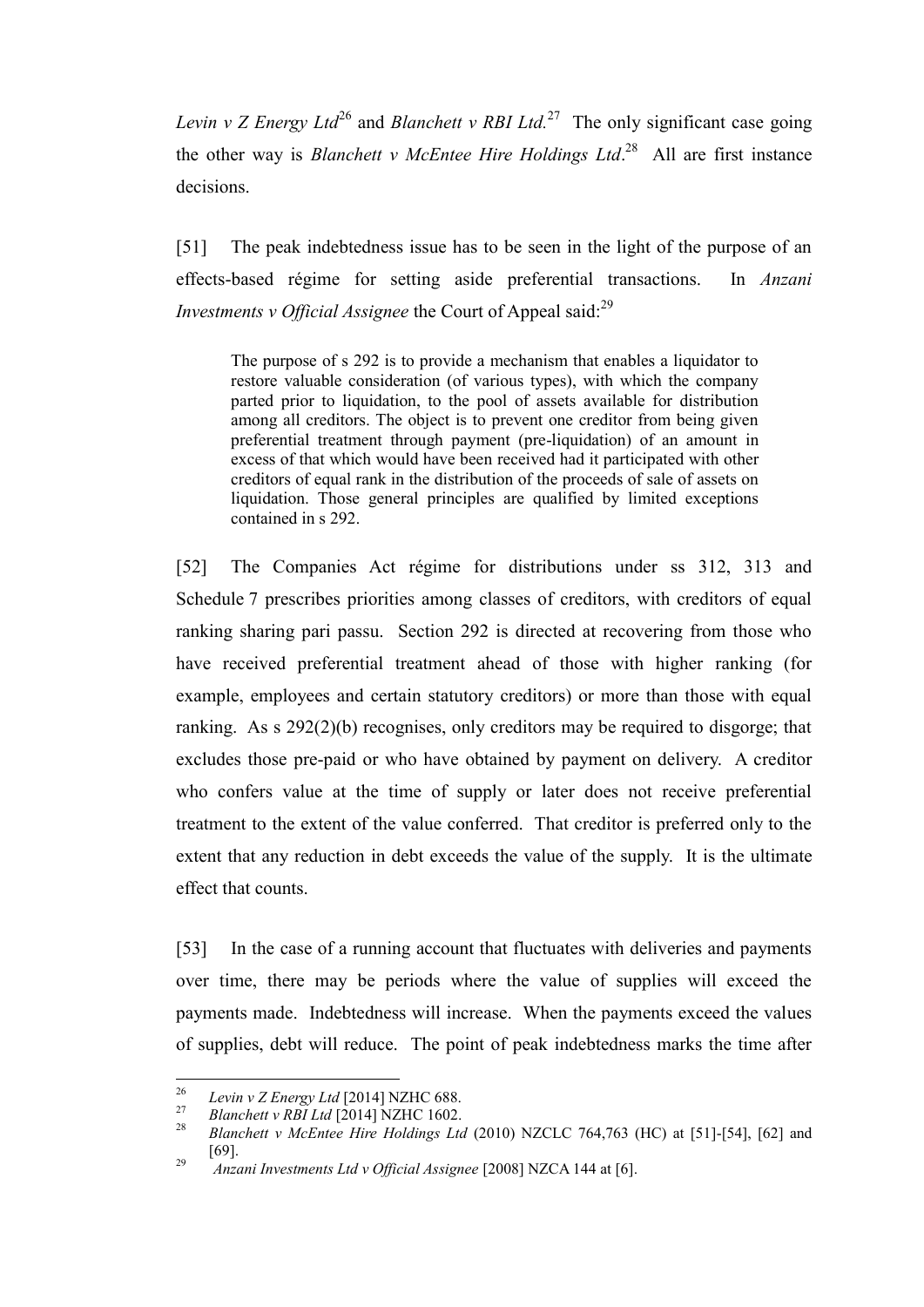*Levin v Z Energy Ltd*[26] and *Blanchett v RBI Ltd.*[27] The only significant case going the other way is *Blanchett v McEntee Hire Holdings Ltd*.[28] All are first instance decisions.

[51] The peak indebtedness issue has to be seen in the light of the purpose of an effects-based régime for setting aside preferential transactions. In *Anzani Investments v Official Assignee* the Court of Appeal said:[29]

> The purpose of s 292 is to provide a mechanism that enables a liquidator to restore valuable consideration (of various types), with which the company parted prior to liquidation, to the pool of assets available for distribution among all creditors. The object is to prevent one creditor from being given preferential treatment through payment (pre-liquidation) of an amount in excess of that which would have been received had it participated with other creditors of equal rank in the distribution of the proceeds of sale of assets on liquidation. Those general principles are qualified by limited exceptions contained in s 292.

[52] The Companies Act régime for distributions under ss 312, 313 and Schedule 7 prescribes priorities among classes of creditors, with creditors of equal ranking sharing pari passu. Section 292 is directed at recovering from those who have received preferential treatment ahead of those with higher ranking (for example, employees and certain statutory creditors) or more than those with equal ranking. As s 292(2)(b) recognises, only creditors may be required to disgorge; that excludes those pre-paid or who have obtained by payment on delivery. A creditor who confers value at the time of supply or later does not receive preferential treatment to the extent of the value conferred. That creditor is preferred only to the extent that any reduction in debt exceeds the value of the supply. It is the ultimate effect that counts.

[53] In the case of a running account that fluctuates with deliveries and payments over time, there may be periods where the value of supplies will exceed the payments made. Indebtedness will increase. When the payments exceed the values of supplies, debt will reduce. The point of peak indebtedness marks the time after

---

[26] *Levin v Z Energy Ltd* [2014] NZHC 688.

[27] *Blanchett v RBI Ltd* [2014] NZHC 1602.

[28] *Blanchett v McEntee Hire Holdings Ltd* (2010) NZCLC 764,763 (HC) at [51]-[54], [62] and [69].

[29] *Anzani Investments Ltd v Official Assignee* [2008] NZCA 144 at [6].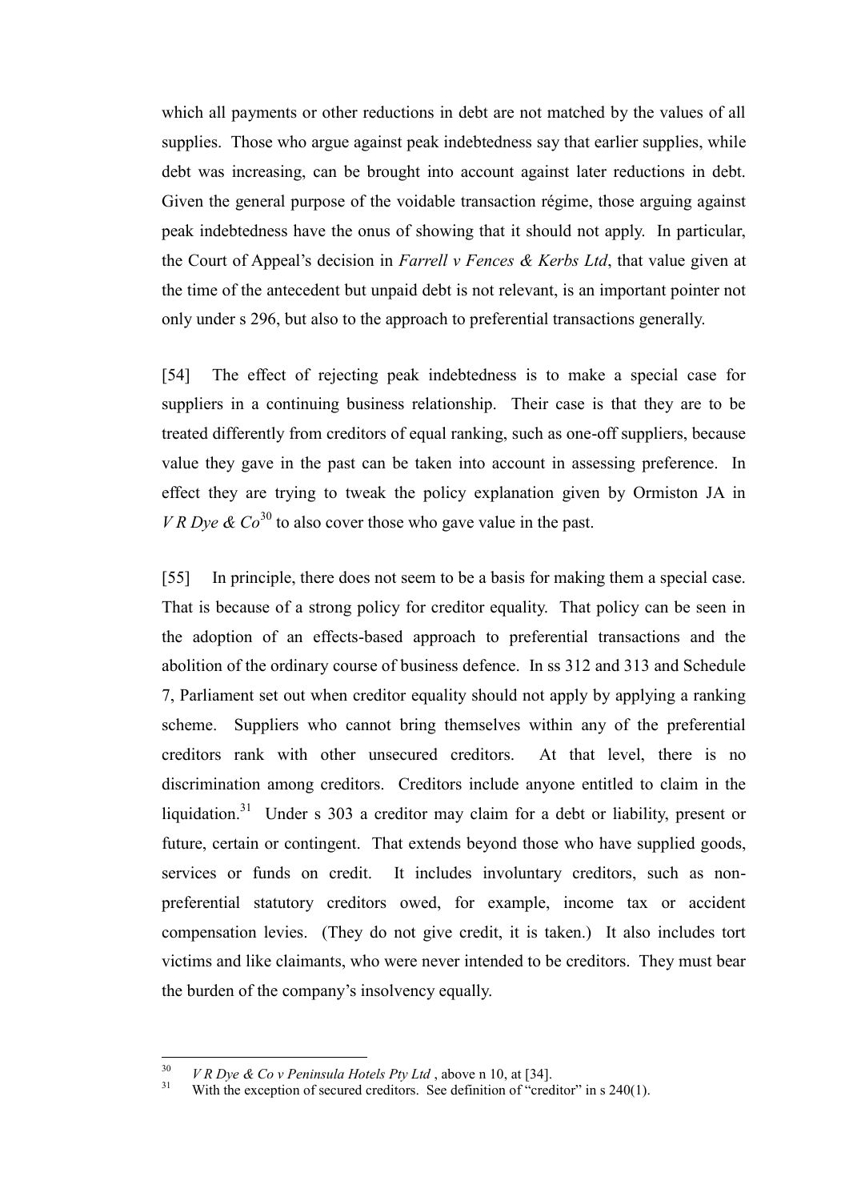which all payments or other reductions in debt are not matched by the values of all supplies. Those who argue against peak indebtedness say that earlier supplies, while debt was increasing, can be brought into account against later reductions in debt. Given the general purpose of the voidable transaction régime, those arguing against peak indebtedness have the onus of showing that it should not apply. In particular, the Court of Appeal's decision in *Farrell v Fences & Kerbs Ltd*, that value given at the time of the antecedent but unpaid debt is not relevant, is an important pointer not only under s 296, but also to the approach to preferential transactions generally.

[54] The effect of rejecting peak indebtedness is to make a special case for suppliers in a continuing business relationship. Their case is that they are to be treated differently from creditors of equal ranking, such as one-off suppliers, because value they gave in the past can be taken into account in assessing preference. In effect they are trying to tweak the policy explanation given by Ormiston JA in *V R Dye & Co*[30] to also cover those who gave value in the past.

[55] In principle, there does not seem to be a basis for making them a special case. That is because of a strong policy for creditor equality. That policy can be seen in the adoption of an effects-based approach to preferential transactions and the abolition of the ordinary course of business defence. In ss 312 and 313 and Schedule 7, Parliament set out when creditor equality should not apply by applying a ranking scheme. Suppliers who cannot bring themselves within any of the preferential creditors rank with other unsecured creditors. At that level, there is no discrimination among creditors. Creditors include anyone entitled to claim in the liquidation.[31] Under s 303 a creditor may claim for a debt or liability, present or future, certain or contingent. That extends beyond those who have supplied goods, services or funds on credit. It includes involuntary creditors, such as non-preferential statutory creditors owed, for example, income tax or accident compensation levies. (They do not give credit, it is taken.) It also includes tort victims and like claimants, who were never intended to be creditors. They must bear the burden of the company's insolvency equally.

---

[30] *V R Dye & Co v Peninsula Hotels Pty Ltd* , above n 10, at [34].

[31] With the exception of secured creditors. See definition of "creditor" in s 240(1).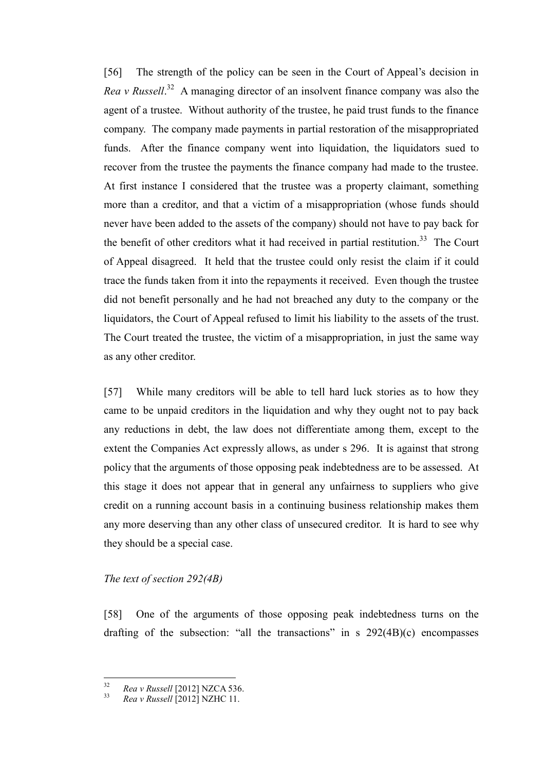[56] The strength of the policy can be seen in the Court of Appeal's decision in *Rea v Russell*.[32] A managing director of an insolvent finance company was also the agent of a trustee. Without authority of the trustee, he paid trust funds to the finance company. The company made payments in partial restoration of the misappropriated funds. After the finance company went into liquidation, the liquidators sued to recover from the trustee the payments the finance company had made to the trustee. At first instance I considered that the trustee was a property claimant, something more than a creditor, and that a victim of a misappropriation (whose funds should never have been added to the assets of the company) should not have to pay back for the benefit of other creditors what it had received in partial restitution.[33] The Court of Appeal disagreed. It held that the trustee could only resist the claim if it could trace the funds taken from it into the repayments it received. Even though the trustee did not benefit personally and he had not breached any duty to the company or the liquidators, the Court of Appeal refused to limit his liability to the assets of the trust. The Court treated the trustee, the victim of a misappropriation, in just the same way as any other creditor.

[57] While many creditors will be able to tell hard luck stories as to how they came to be unpaid creditors in the liquidation and why they ought not to pay back any reductions in debt, the law does not differentiate among them, except to the extent the Companies Act expressly allows, as under s 296. It is against that strong policy that the arguments of those opposing peak indebtedness are to be assessed. At this stage it does not appear that in general any unfairness to suppliers who give credit on a running account basis in a continuing business relationship makes them any more deserving than any other class of unsecured creditor. It is hard to see why they should be a special case.

*The text of section 292(4B)*

[58] One of the arguments of those opposing peak indebtedness turns on the drafting of the subsection: "all the transactions" in s 292(4B)(c) encompasses

---

[32] *Rea v Russell* [2012] NZCA 536.

[33] *Rea v Russell* [2012] NZHC 11.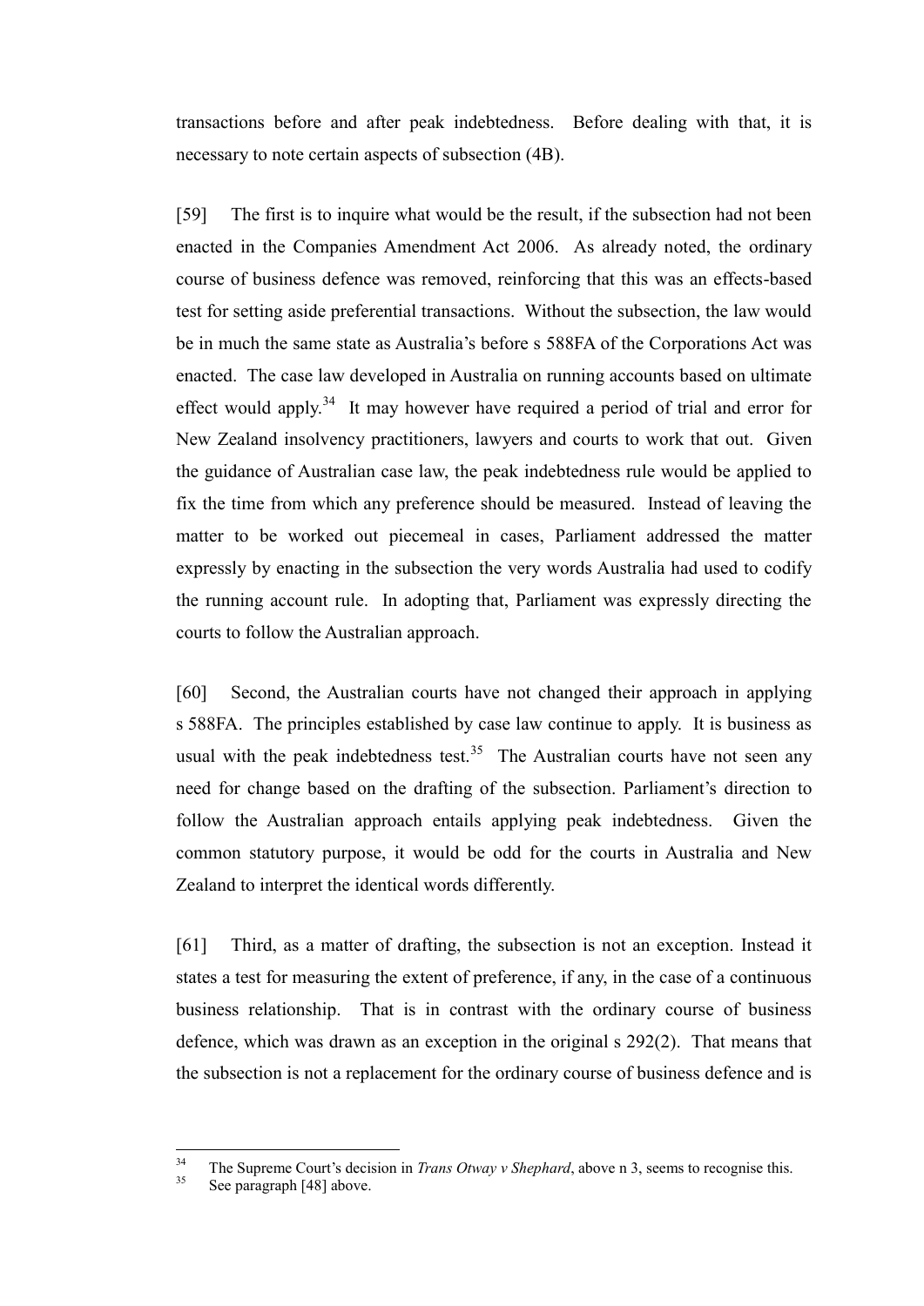transactions before and after peak indebtedness. Before dealing with that, it is necessary to note certain aspects of subsection (4B).

[59] The first is to inquire what would be the result, if the subsection had not been enacted in the Companies Amendment Act 2006. As already noted, the ordinary course of business defence was removed, reinforcing that this was an effects-based test for setting aside preferential transactions. Without the subsection, the law would be in much the same state as Australia's before s 588FA of the Corporations Act was enacted. The case law developed in Australia on running accounts based on ultimate effect would apply.[34] It may however have required a period of trial and error for New Zealand insolvency practitioners, lawyers and courts to work that out. Given the guidance of Australian case law, the peak indebtedness rule would be applied to fix the time from which any preference should be measured. Instead of leaving the matter to be worked out piecemeal in cases, Parliament addressed the matter expressly by enacting in the subsection the very words Australia had used to codify the running account rule. In adopting that, Parliament was expressly directing the courts to follow the Australian approach.

[60] Second, the Australian courts have not changed their approach in applying s 588FA. The principles established by case law continue to apply. It is business as usual with the peak indebtedness test.[35] The Australian courts have not seen any need for change based on the drafting of the subsection. Parliament's direction to follow the Australian approach entails applying peak indebtedness. Given the common statutory purpose, it would be odd for the courts in Australia and New Zealand to interpret the identical words differently.

[61] Third, as a matter of drafting, the subsection is not an exception. Instead it states a test for measuring the extent of preference, if any, in the case of a continuous business relationship. That is in contrast with the ordinary course of business defence, which was drawn as an exception in the original s 292(2). That means that the subsection is not a replacement for the ordinary course of business defence and is

---

[34] The Supreme Court's decision in *Trans Otway v Shephard*, above n 3, seems to recognise this.

[35] See paragraph [48] above.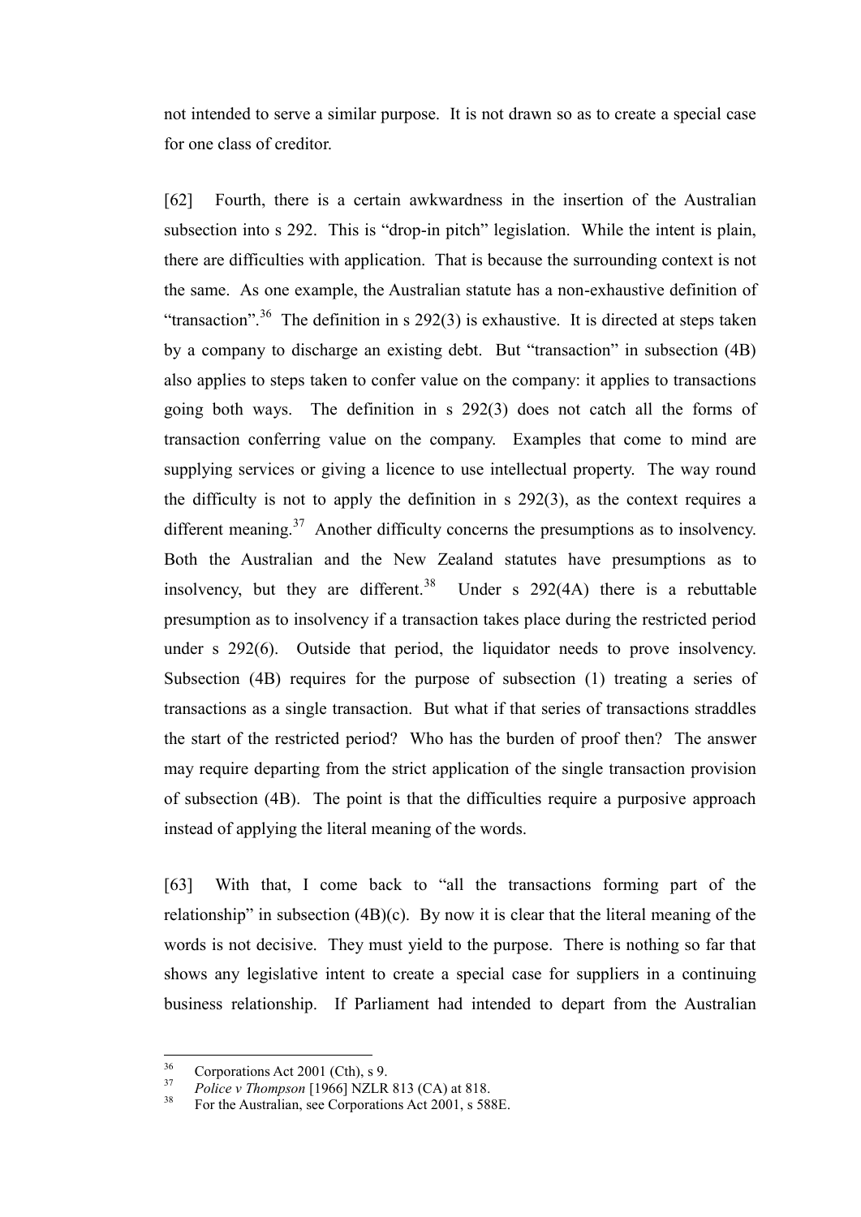not intended to serve a similar purpose. It is not drawn so as to create a special case for one class of creditor.

[62] Fourth, there is a certain awkwardness in the insertion of the Australian subsection into s 292. This is "drop-in pitch" legislation. While the intent is plain, there are difficulties with application. That is because the surrounding context is not the same. As one example, the Australian statute has a non-exhaustive definition of "transaction".[36] The definition in s 292(3) is exhaustive. It is directed at steps taken by a company to discharge an existing debt. But "transaction" in subsection (4B) also applies to steps taken to confer value on the company: it applies to transactions going both ways. The definition in s 292(3) does not catch all the forms of transaction conferring value on the company. Examples that come to mind are supplying services or giving a licence to use intellectual property. The way round the difficulty is not to apply the definition in s 292(3), as the context requires a different meaning.[37] Another difficulty concerns the presumptions as to insolvency. Both the Australian and the New Zealand statutes have presumptions as to insolvency, but they are different.[38] Under s 292(4A) there is a rebuttable presumption as to insolvency if a transaction takes place during the restricted period under s 292(6). Outside that period, the liquidator needs to prove insolvency. Subsection (4B) requires for the purpose of subsection (1) treating a series of transactions as a single transaction. But what if that series of transactions straddles the start of the restricted period? Who has the burden of proof then? The answer may require departing from the strict application of the single transaction provision of subsection (4B). The point is that the difficulties require a purposive approach instead of applying the literal meaning of the words.

[63] With that, I come back to "all the transactions forming part of the relationship" in subsection (4B)(c). By now it is clear that the literal meaning of the words is not decisive. They must yield to the purpose. There is nothing so far that shows any legislative intent to create a special case for suppliers in a continuing business relationship. If Parliament had intended to depart from the Australian

---

[36] Corporations Act 2001 (Cth), s 9.

[37] *Police v Thompson* [1966] NZLR 813 (CA) at 818.

[38] For the Australian, see Corporations Act 2001, s 588E.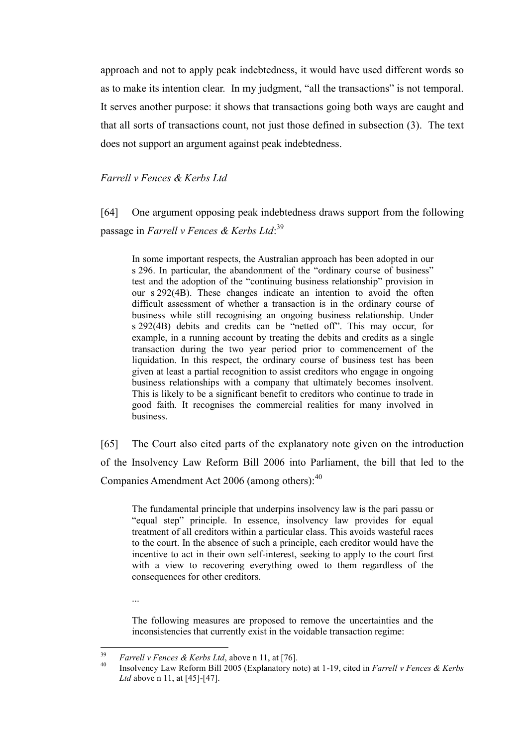approach and not to apply peak indebtedness, it would have used different words so as to make its intention clear. In my judgment, "all the transactions" is not temporal. It serves another purpose: it shows that transactions going both ways are caught and that all sorts of transactions count, not just those defined in subsection (3). The text does not support an argument against peak indebtedness.

### *Farrell v Fences & Kerbs Ltd*

[64] One argument opposing peak indebtedness draws support from the following passage in *Farrell v Fences & Kerbs Ltd*:[39]

> In some important respects, the Australian approach has been adopted in our s 296. In particular, the abandonment of the "ordinary course of business" test and the adoption of the "continuing business relationship" provision in our s 292(4B). These changes indicate an intention to avoid the often difficult assessment of whether a transaction is in the ordinary course of business while still recognising an ongoing business relationship. Under s 292(4B) debits and credits can be "netted off". This may occur, for example, in a running account by treating the debits and credits as a single transaction during the two year period prior to commencement of the liquidation. In this respect, the ordinary course of business test has been given at least a partial recognition to assist creditors who engage in ongoing business relationships with a company that ultimately becomes insolvent. This is likely to be a significant benefit to creditors who continue to trade in good faith. It recognises the commercial realities for many involved in business.

[65] The Court also cited parts of the explanatory note given on the introduction of the Insolvency Law Reform Bill 2006 into Parliament, the bill that led to the Companies Amendment Act 2006 (among others):[40]

> The fundamental principle that underpins insolvency law is the pari passu or "equal step" principle. In essence, insolvency law provides for equal treatment of all creditors within a particular class. This avoids wasteful races to the court. In the absence of such a principle, each creditor would have the incentive to act in their own self-interest, seeking to apply to the court first with a view to recovering everything owed to them regardless of the consequences for other creditors.
>
> ...
>
> The following measures are proposed to remove the uncertainties and the inconsistencies that currently exist in the voidable transaction regime:

---

[39] *Farrell v Fences & Kerbs Ltd*, above n 11, at [76].

[40] Insolvency Law Reform Bill 2005 (Explanatory note) at 1-19, cited in *Farrell v Fences & Kerbs Ltd* above n 11, at [45]-[47].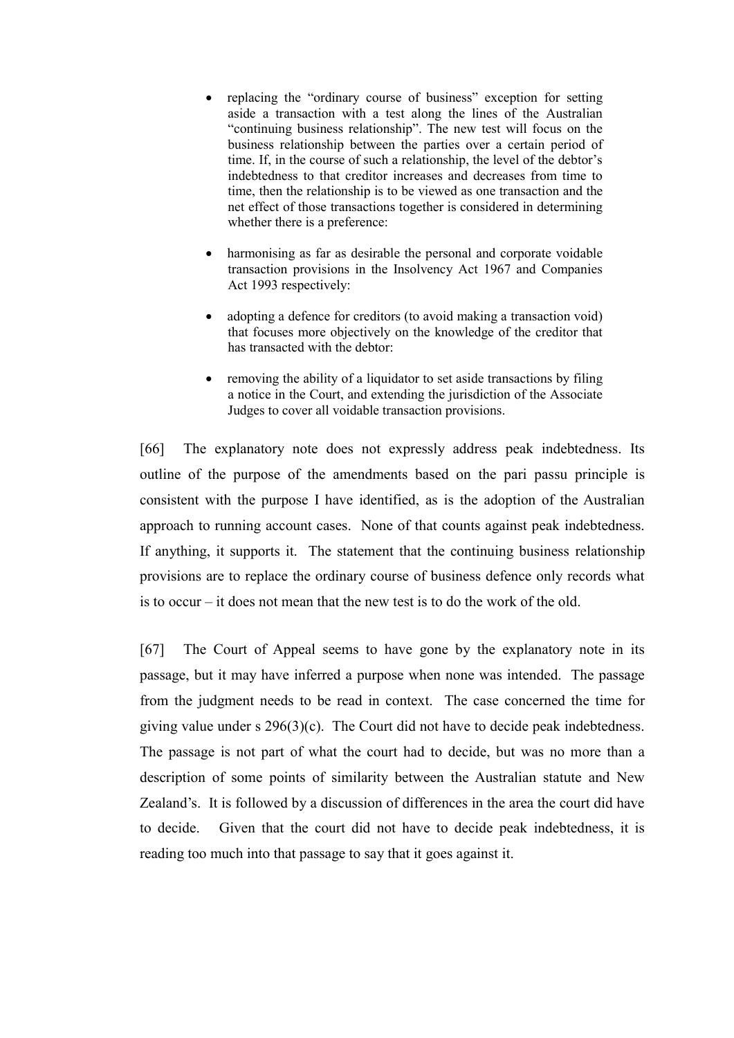- replacing the "ordinary course of business" exception for setting aside a transaction with a test along the lines of the Australian "continuing business relationship". The new test will focus on the business relationship between the parties over a certain period of time. If, in the course of such a relationship, the level of the debtor's indebtedness to that creditor increases and decreases from time to time, then the relationship is to be viewed as one transaction and the net effect of those transactions together is considered in determining whether there is a preference:

- harmonising as far as desirable the personal and corporate voidable transaction provisions in the Insolvency Act 1967 and Companies Act 1993 respectively:

- adopting a defence for creditors (to avoid making a transaction void) that focuses more objectively on the knowledge of the creditor that has transacted with the debtor:

- removing the ability of a liquidator to set aside transactions by filing a notice in the Court, and extending the jurisdiction of the Associate Judges to cover all voidable transaction provisions.

[66] The explanatory note does not expressly address peak indebtedness. Its outline of the purpose of the amendments based on the pari passu principle is consistent with the purpose I have identified, as is the adoption of the Australian approach to running account cases. None of that counts against peak indebtedness. If anything, it supports it. The statement that the continuing business relationship provisions are to replace the ordinary course of business defence only records what is to occur – it does not mean that the new test is to do the work of the old.

[67] The Court of Appeal seems to have gone by the explanatory note in its passage, but it may have inferred a purpose when none was intended. The passage from the judgment needs to be read in context. The case concerned the time for giving value under s 296(3)(c). The Court did not have to decide peak indebtedness. The passage is not part of what the court had to decide, but was no more than a description of some points of similarity between the Australian statute and New Zealand's. It is followed by a discussion of differences in the area the court did have to decide. Given that the court did not have to decide peak indebtedness, it is reading too much into that passage to say that it goes against it.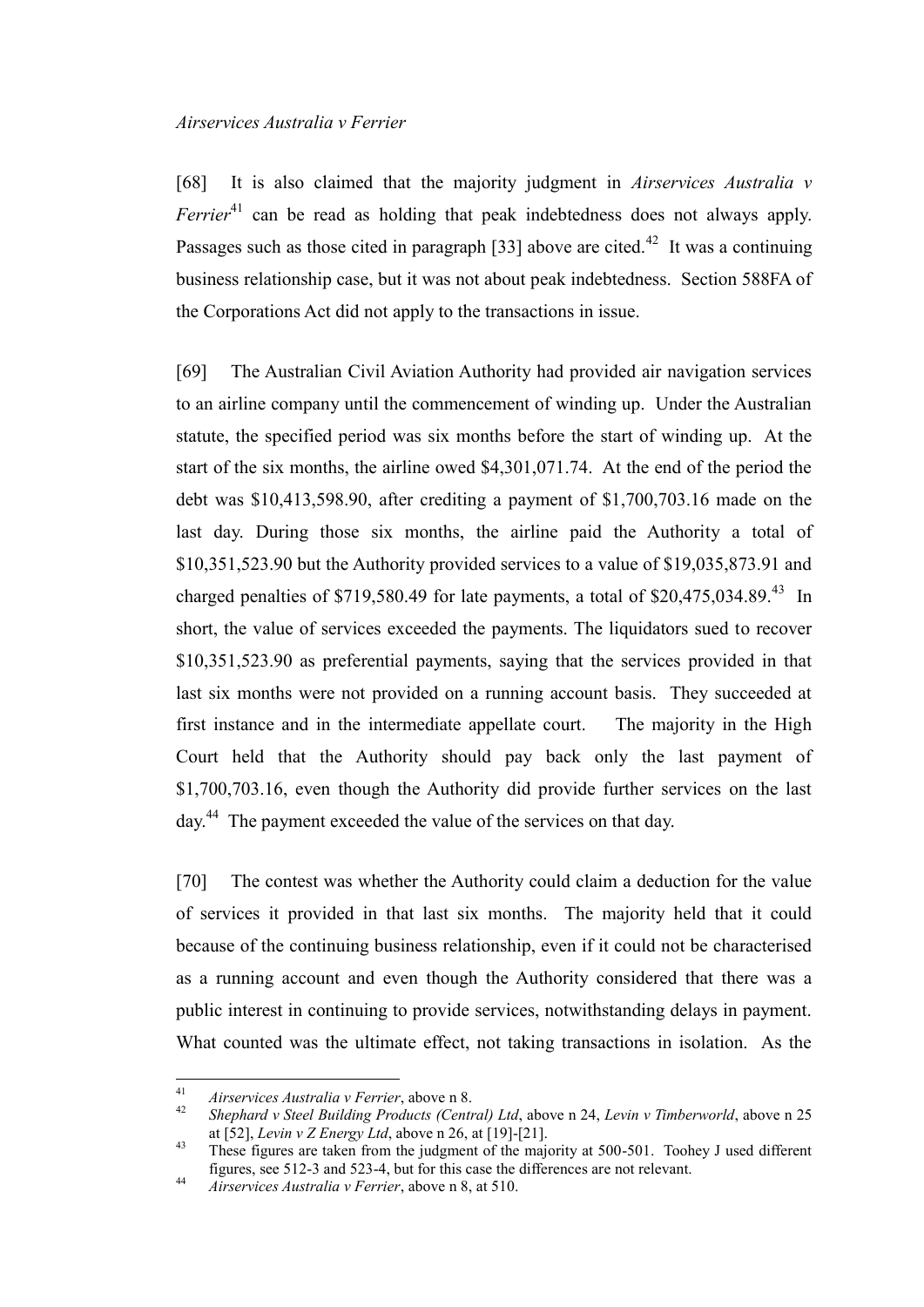*Airservices Australia v Ferrier*

[68] It is also claimed that the majority judgment in *Airservices Australia v Ferrier*[41] can be read as holding that peak indebtedness does not always apply. Passages such as those cited in paragraph [33] above are cited.[42] It was a continuing business relationship case, but it was not about peak indebtedness. Section 588FA of the Corporations Act did not apply to the transactions in issue.

[69] The Australian Civil Aviation Authority had provided air navigation services to an airline company until the commencement of winding up. Under the Australian statute, the specified period was six months before the start of winding up. At the start of the six months, the airline owed $4,301,071.74. At the end of the period the debt was $10,413,598.90, after crediting a payment of $1,700,703.16 made on the last day. During those six months, the airline paid the Authority a total of $10,351,523.90 but the Authority provided services to a value of $19,035,873.91 and charged penalties of $719,580.49 for late payments, a total of $20,475,034.89.[43] In short, the value of services exceeded the payments. The liquidators sued to recover $10,351,523.90 as preferential payments, saying that the services provided in that last six months were not provided on a running account basis. They succeeded at first instance and in the intermediate appellate court. The majority in the High Court held that the Authority should pay back only the last payment of $1,700,703.16, even though the Authority did provide further services on the last day.[44] The payment exceeded the value of the services on that day.

[70] The contest was whether the Authority could claim a deduction for the value of services it provided in that last six months. The majority held that it could because of the continuing business relationship, even if it could not be characterised as a running account and even though the Authority considered that there was a public interest in continuing to provide services, notwithstanding delays in payment. What counted was the ultimate effect, not taking transactions in isolation. As the

---

[41] *Airservices Australia v Ferrier*, above n 8.

[42] *Shephard v Steel Building Products (Central) Ltd*, above n 24, *Levin v Timberworld*, above n 25 at [52], *Levin v Z Energy Ltd*, above n 26, at [19]-[21].

[43] These figures are taken from the judgment of the majority at 500-501. Toohey J used different figures, see 512-3 and 523-4, but for this case the differences are not relevant.

[44] *Airservices Australia v Ferrier*, above n 8, at 510.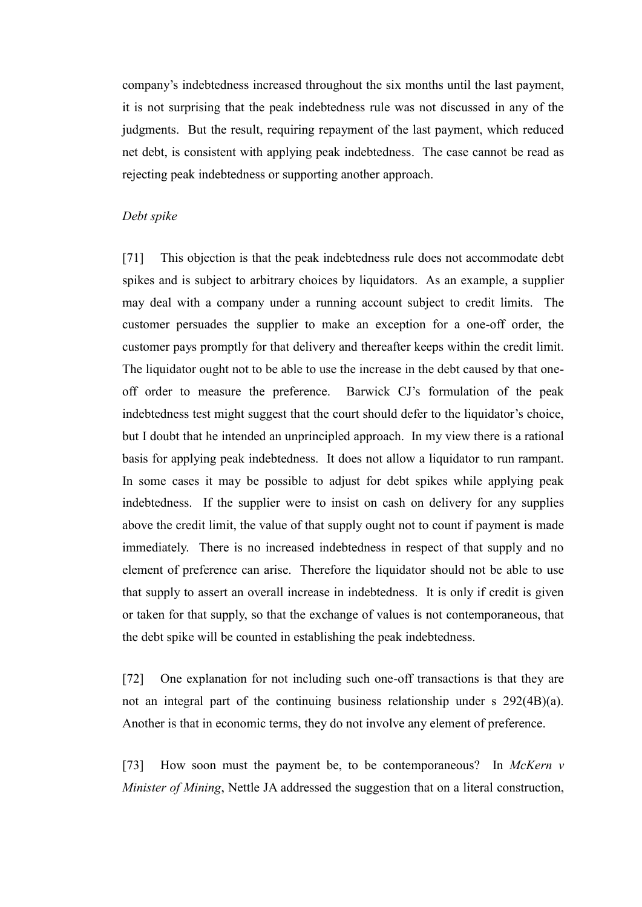company's indebtedness increased throughout the six months until the last payment, it is not surprising that the peak indebtedness rule was not discussed in any of the judgments. But the result, requiring repayment of the last payment, which reduced net debt, is consistent with applying peak indebtedness. The case cannot be read as rejecting peak indebtedness or supporting another approach.

*Debt spike*

[71] This objection is that the peak indebtedness rule does not accommodate debt spikes and is subject to arbitrary choices by liquidators. As an example, a supplier may deal with a company under a running account subject to credit limits. The customer persuades the supplier to make an exception for a one-off order, the customer pays promptly for that delivery and thereafter keeps within the credit limit. The liquidator ought not to be able to use the increase in the debt caused by that one-off order to measure the preference. Barwick CJ's formulation of the peak indebtedness test might suggest that the court should defer to the liquidator's choice, but I doubt that he intended an unprincipled approach. In my view there is a rational basis for applying peak indebtedness. It does not allow a liquidator to run rampant. In some cases it may be possible to adjust for debt spikes while applying peak indebtedness. If the supplier were to insist on cash on delivery for any supplies above the credit limit, the value of that supply ought not to count if payment is made immediately. There is no increased indebtedness in respect of that supply and no element of preference can arise. Therefore the liquidator should not be able to use that supply to assert an overall increase in indebtedness. It is only if credit is given or taken for that supply, so that the exchange of values is not contemporaneous, that the debt spike will be counted in establishing the peak indebtedness.

[72] One explanation for not including such one-off transactions is that they are not an integral part of the continuing business relationship under s 292(4B)(a). Another is that in economic terms, they do not involve any element of preference.

[73] How soon must the payment be, to be contemporaneous? In *McKern v Minister of Mining*, Nettle JA addressed the suggestion that on a literal construction,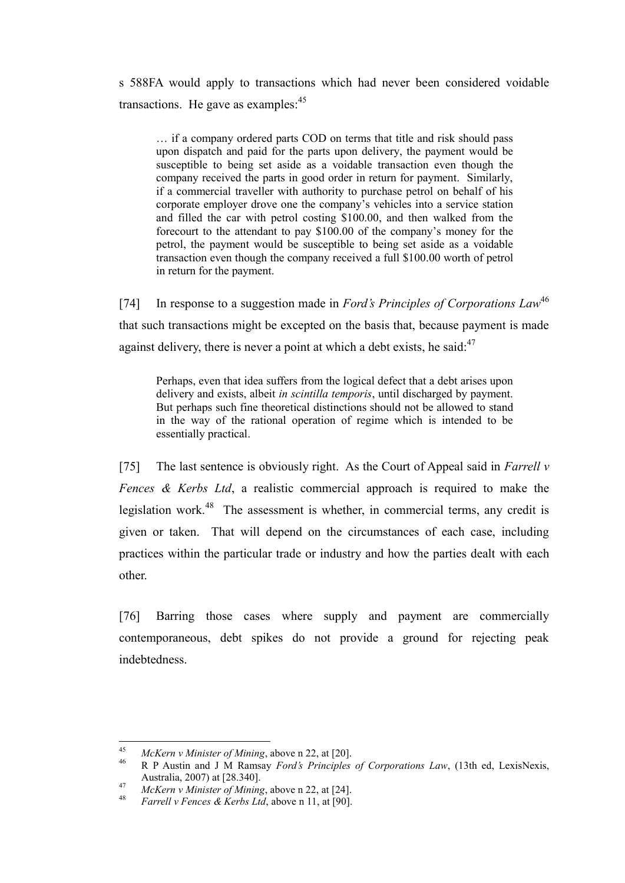s 588FA would apply to transactions which had never been considered voidable transactions. He gave as examples:[45]

> … if a company ordered parts COD on terms that title and risk should pass upon dispatch and paid for the parts upon delivery, the payment would be susceptible to being set aside as a voidable transaction even though the company received the parts in good order in return for payment. Similarly, if a commercial traveller with authority to purchase petrol on behalf of his corporate employer drove one the company's vehicles into a service station and filled the car with petrol costing $100.00, and then walked from the forecourt to the attendant to pay $100.00 of the company's money for the petrol, the payment would be susceptible to being set aside as a voidable transaction even though the company received a full $100.00 worth of petrol in return for the payment.

[74] In response to a suggestion made in *Ford's Principles of Corporations Law*[46] that such transactions might be excepted on the basis that, because payment is made against delivery, there is never a point at which a debt exists, he said:[47]

> Perhaps, even that idea suffers from the logical defect that a debt arises upon delivery and exists, albeit *in scintilla temporis*, until discharged by payment. But perhaps such fine theoretical distinctions should not be allowed to stand in the way of the rational operation of regime which is intended to be essentially practical.

[75] The last sentence is obviously right. As the Court of Appeal said in *Farrell v Fences & Kerbs Ltd*, a realistic commercial approach is required to make the legislation work.[48] The assessment is whether, in commercial terms, any credit is given or taken. That will depend on the circumstances of each case, including practices within the particular trade or industry and how the parties dealt with each other.

[76] Barring those cases where supply and payment are commercially contemporaneous, debt spikes do not provide a ground for rejecting peak indebtedness.

---

[45] *McKern v Minister of Mining*, above n 22, at [20].

[46] R P Austin and J M Ramsay *Ford's Principles of Corporations Law*, (13th ed, LexisNexis, Australia, 2007) at [28.340].

[47] *McKern v Minister of Mining*, above n 22, at [24].

[48] *Farrell v Fences & Kerbs Ltd*, above n 11, at [90].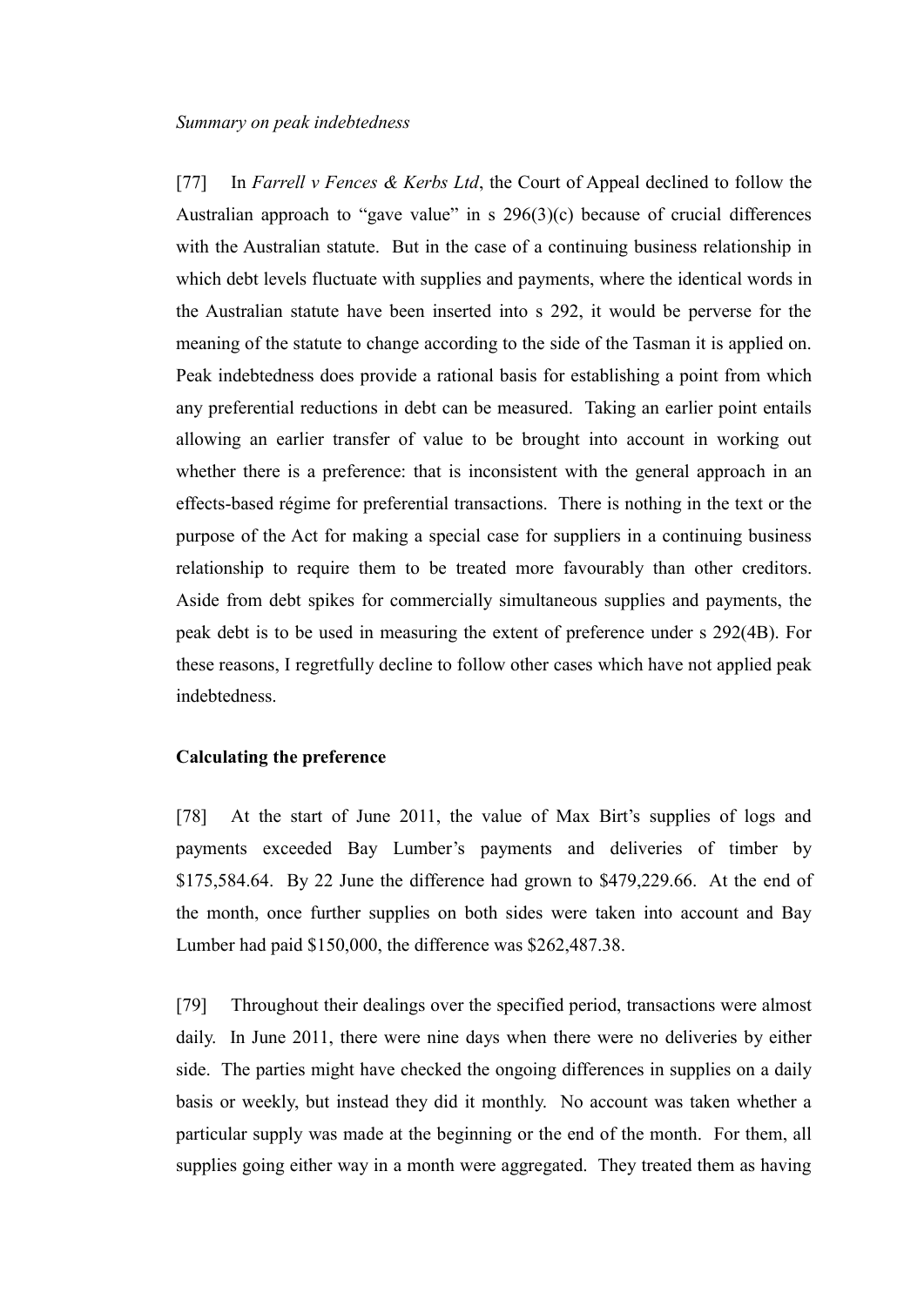*Summary on peak indebtedness*

[77] In *Farrell v Fences & Kerbs Ltd*, the Court of Appeal declined to follow the Australian approach to "gave value" in s 296(3)(c) because of crucial differences with the Australian statute. But in the case of a continuing business relationship in which debt levels fluctuate with supplies and payments, where the identical words in the Australian statute have been inserted into s 292, it would be perverse for the meaning of the statute to change according to the side of the Tasman it is applied on. Peak indebtedness does provide a rational basis for establishing a point from which any preferential reductions in debt can be measured. Taking an earlier point entails allowing an earlier transfer of value to be brought into account in working out whether there is a preference: that is inconsistent with the general approach in an effects-based régime for preferential transactions. There is nothing in the text or the purpose of the Act for making a special case for suppliers in a continuing business relationship to require them to be treated more favourably than other creditors. Aside from debt spikes for commercially simultaneous supplies and payments, the peak debt is to be used in measuring the extent of preference under s 292(4B). For these reasons, I regretfully decline to follow other cases which have not applied peak indebtedness.

## Calculating the preference

[78] At the start of June 2011, the value of Max Birt's supplies of logs and payments exceeded Bay Lumber's payments and deliveries of timber by \$175,584.64. By 22 June the difference had grown to \$479,229.66. At the end of the month, once further supplies on both sides were taken into account and Bay Lumber had paid \$150,000, the difference was \$262,487.38.

[79] Throughout their dealings over the specified period, transactions were almost daily. In June 2011, there were nine days when there were no deliveries by either side. The parties might have checked the ongoing differences in supplies on a daily basis or weekly, but instead they did it monthly. No account was taken whether a particular supply was made at the beginning or the end of the month. For them, all supplies going either way in a month were aggregated. They treated them as having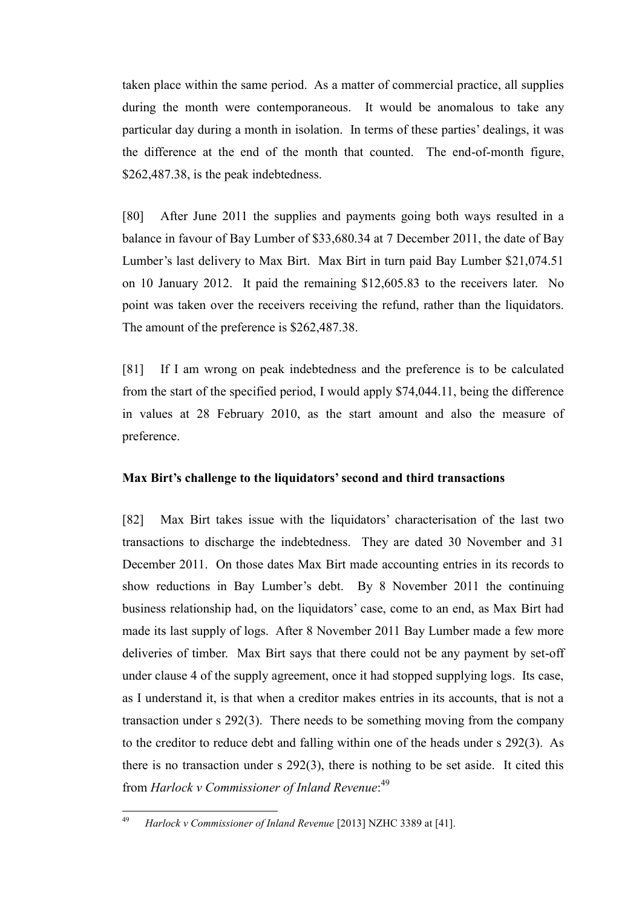taken place within the same period. As a matter of commercial practice, all supplies during the month were contemporaneous. It would be anomalous to take any particular day during a month in isolation. In terms of these parties' dealings, it was the difference at the end of the month that counted. The end-of-month figure, $262,487.38, is the peak indebtedness.

[80] After June 2011 the supplies and payments going both ways resulted in a balance in favour of Bay Lumber of $33,680.34 at 7 December 2011, the date of Bay Lumber's last delivery to Max Birt. Max Birt in turn paid Bay Lumber $21,074.51 on 10 January 2012. It paid the remaining $12,605.83 to the receivers later. No point was taken over the receivers receiving the refund, rather than the liquidators. The amount of the preference is $262,487.38.

[81] If I am wrong on peak indebtedness and the preference is to be calculated from the start of the specified period, I would apply $74,044.11, being the difference in values at 28 February 2010, as the start amount and also the measure of preference.

### Max Birt's challenge to the liquidators' second and third transactions

[82] Max Birt takes issue with the liquidators' characterisation of the last two transactions to discharge the indebtedness. They are dated 30 November and 31 December 2011. On those dates Max Birt made accounting entries in its records to show reductions in Bay Lumber's debt. By 8 November 2011 the continuing business relationship had, on the liquidators' case, come to an end, as Max Birt had made its last supply of logs. After 8 November 2011 Bay Lumber made a few more deliveries of timber. Max Birt says that there could not be any payment by set-off under clause 4 of the supply agreement, once it had stopped supplying logs. Its case, as I understand it, is that when a creditor makes entries in its accounts, that is not a transaction under s 292(3). There needs to be something moving from the company to the creditor to reduce debt and falling within one of the heads under s 292(3). As there is no transaction under s 292(3), there is nothing to be set aside. It cited this from *Harlock v Commissioner of Inland Revenue*:[49]

---

[49] *Harlock v Commissioner of Inland Revenue* [2013] NZHC 3389 at [41].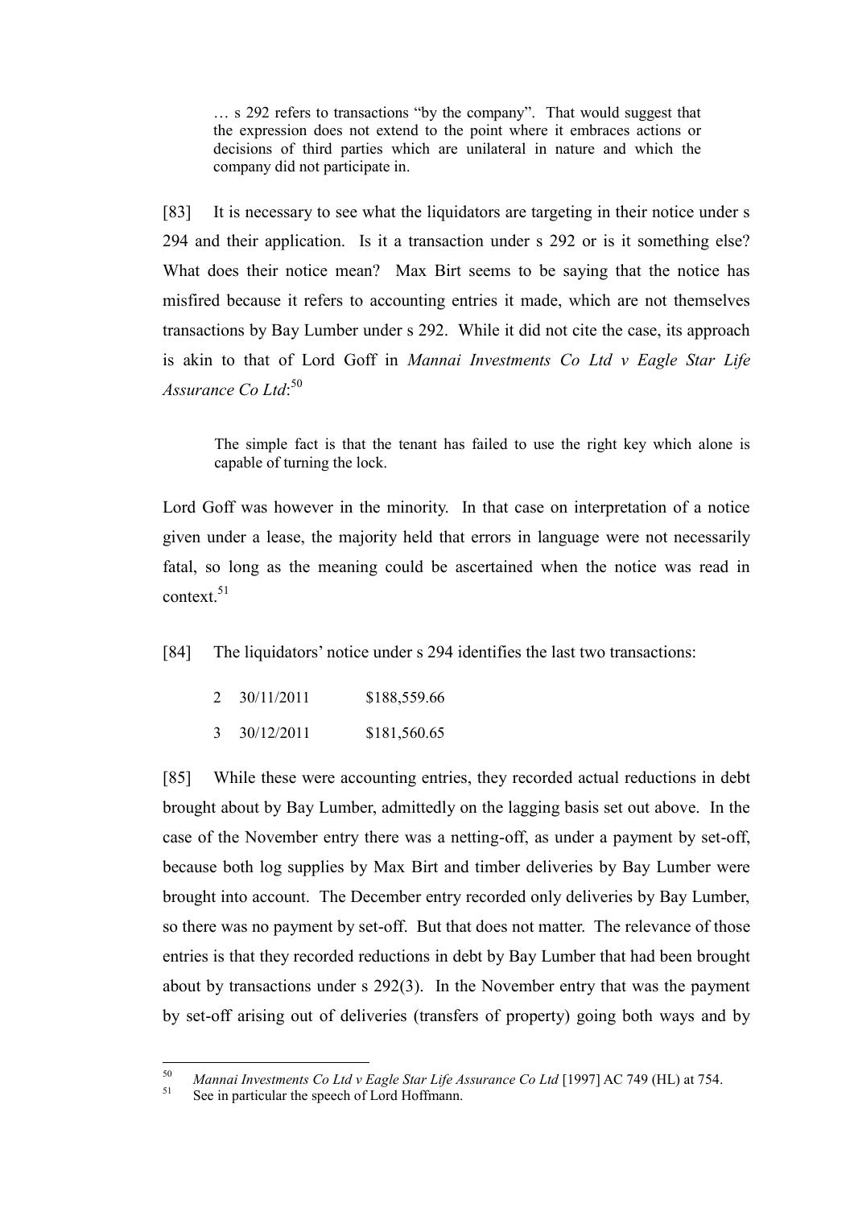> … s 292 refers to transactions "by the company". That would suggest that the expression does not extend to the point where it embraces actions or decisions of third parties which are unilateral in nature and which the company did not participate in.

[83] It is necessary to see what the liquidators are targeting in their notice under s 294 and their application. Is it a transaction under s 292 or is it something else? What does their notice mean? Max Birt seems to be saying that the notice has misfired because it refers to accounting entries it made, which are not themselves transactions by Bay Lumber under s 292. While it did not cite the case, its approach is akin to that of Lord Goff in *Mannai Investments Co Ltd v Eagle Star Life Assurance Co Ltd*:[50]

> The simple fact is that the tenant has failed to use the right key which alone is capable of turning the lock.

Lord Goff was however in the minority. In that case on interpretation of a notice given under a lease, the majority held that errors in language were not necessarily fatal, so long as the meaning could be ascertained when the notice was read in context.[51]

[84] The liquidators' notice under s 294 identifies the last two transactions:

| | | |
|---|---|---|
| 2 | 30/11/2011 | $188,559.66 |
| 3 | 30/12/2011 | $181,560.65 |

[85] While these were accounting entries, they recorded actual reductions in debt brought about by Bay Lumber, admittedly on the lagging basis set out above. In the case of the November entry there was a netting-off, as under a payment by set-off, because both log supplies by Max Birt and timber deliveries by Bay Lumber were brought into account. The December entry recorded only deliveries by Bay Lumber, so there was no payment by set-off. But that does not matter. The relevance of those entries is that they recorded reductions in debt by Bay Lumber that had been brought about by transactions under s 292(3). In the November entry that was the payment by set-off arising out of deliveries (transfers of property) going both ways and by

---

[50] *Mannai Investments Co Ltd v Eagle Star Life Assurance Co Ltd* [1997] AC 749 (HL) at 754.

[51] See in particular the speech of Lord Hoffmann.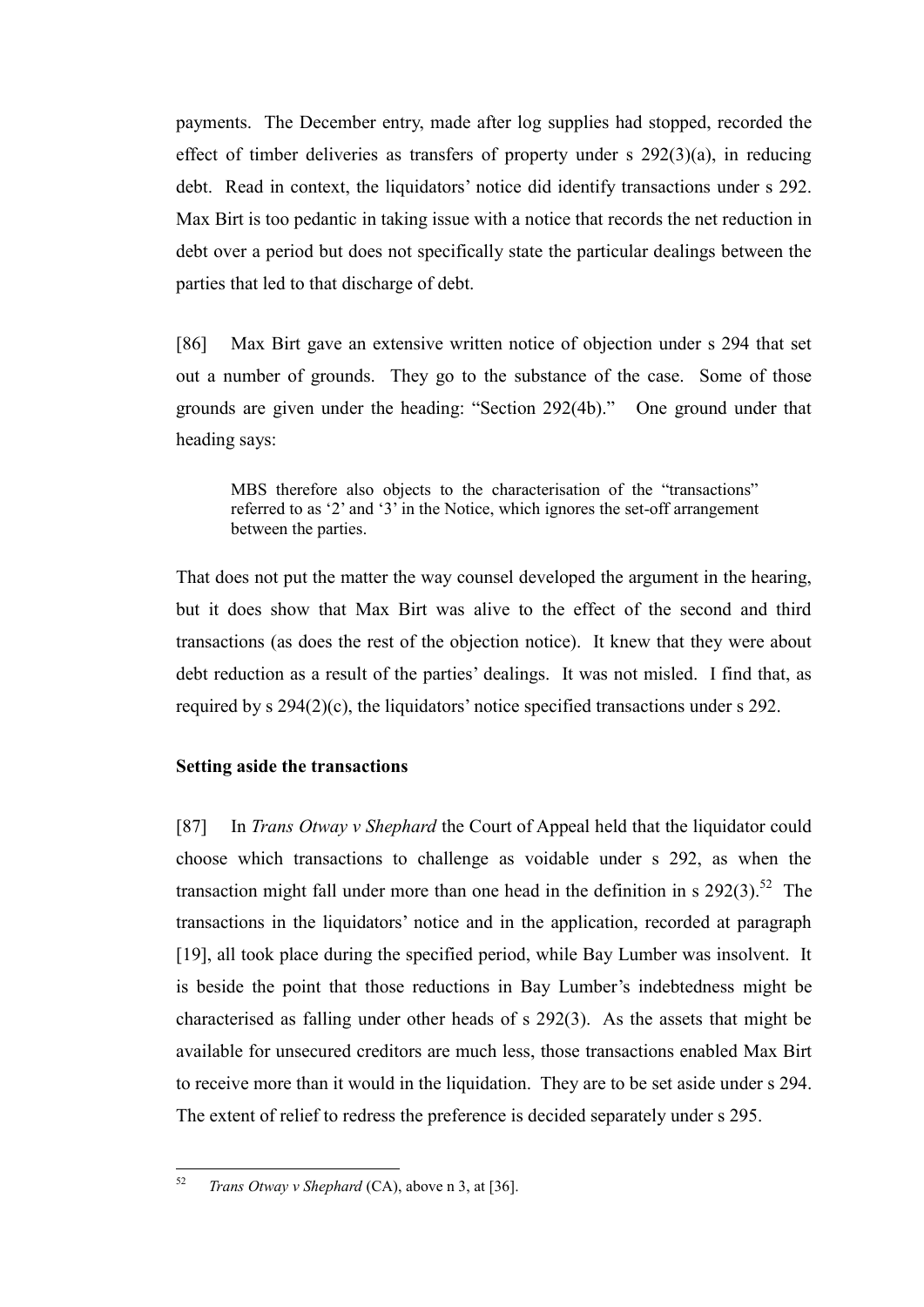payments. The December entry, made after log supplies had stopped, recorded the effect of timber deliveries as transfers of property under s 292(3)(a), in reducing debt. Read in context, the liquidators' notice did identify transactions under s 292. Max Birt is too pedantic in taking issue with a notice that records the net reduction in debt over a period but does not specifically state the particular dealings between the parties that led to that discharge of debt.

[86] Max Birt gave an extensive written notice of objection under s 294 that set out a number of grounds. They go to the substance of the case. Some of those grounds are given under the heading: "Section 292(4b)." One ground under that heading says:

> MBS therefore also objects to the characterisation of the "transactions" referred to as '2' and '3' in the Notice, which ignores the set-off arrangement between the parties.

That does not put the matter the way counsel developed the argument in the hearing, but it does show that Max Birt was alive to the effect of the second and third transactions (as does the rest of the objection notice). It knew that they were about debt reduction as a result of the parties' dealings. It was not misled. I find that, as required by s 294(2)(c), the liquidators' notice specified transactions under s 292.

**Setting aside the transactions**

[87] In *Trans Otway v Shephard* the Court of Appeal held that the liquidator could choose which transactions to challenge as voidable under s 292, as when the transaction might fall under more than one head in the definition in s 292(3).[52] The transactions in the liquidators' notice and in the application, recorded at paragraph [19], all took place during the specified period, while Bay Lumber was insolvent. It is beside the point that those reductions in Bay Lumber's indebtedness might be characterised as falling under other heads of s 292(3). As the assets that might be available for unsecured creditors are much less, those transactions enabled Max Birt to receive more than it would in the liquidation. They are to be set aside under s 294. The extent of relief to redress the preference is decided separately under s 295.

---

[52] *Trans Otway v Shephard* (CA), above n 3, at [36].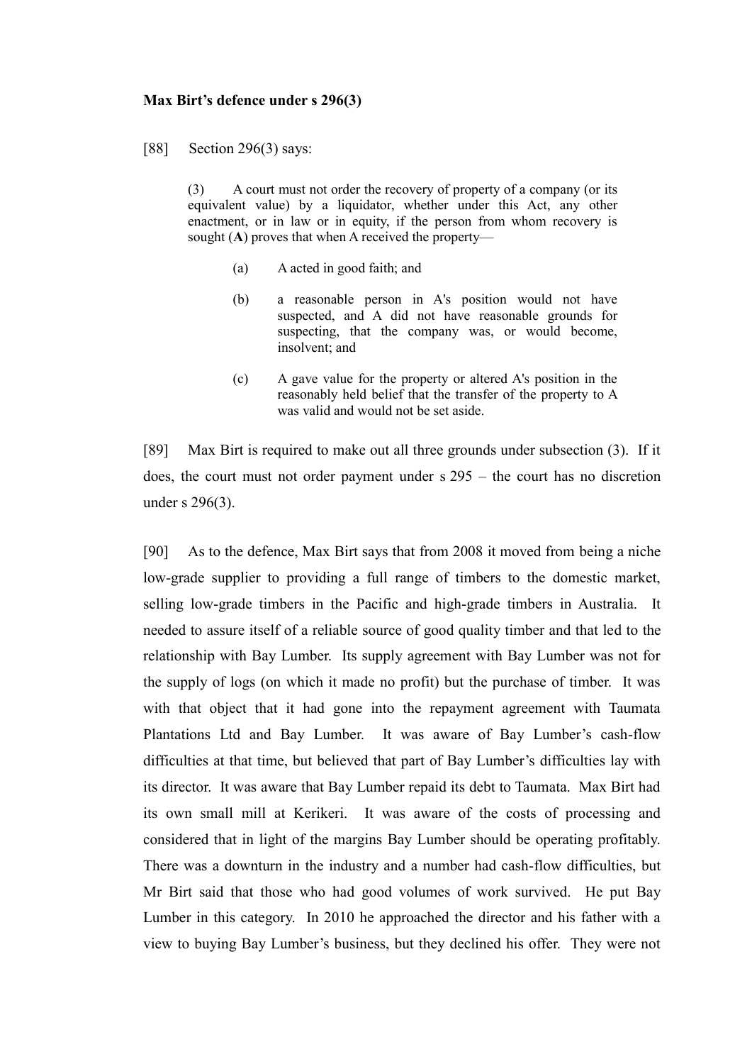**Max Birt's defence under s 296(3)**

[88] Section 296(3) says:

> (3) A court must not order the recovery of property of a company (or its equivalent value) by a liquidator, whether under this Act, any other enactment, or in law or in equity, if the person from whom recovery is sought (**A**) proves that when A received the property—
>
> (a) A acted in good faith; and
>
> (b) a reasonable person in A's position would not have suspected, and A did not have reasonable grounds for suspecting, that the company was, or would become, insolvent; and
>
> (c) A gave value for the property or altered A's position in the reasonably held belief that the transfer of the property to A was valid and would not be set aside.

[89] Max Birt is required to make out all three grounds under subsection (3). If it does, the court must not order payment under s 295 – the court has no discretion under s 296(3).

[90] As to the defence, Max Birt says that from 2008 it moved from being a niche low-grade supplier to providing a full range of timbers to the domestic market, selling low-grade timbers in the Pacific and high-grade timbers in Australia. It needed to assure itself of a reliable source of good quality timber and that led to the relationship with Bay Lumber. Its supply agreement with Bay Lumber was not for the supply of logs (on which it made no profit) but the purchase of timber. It was with that object that it had gone into the repayment agreement with Taumata Plantations Ltd and Bay Lumber. It was aware of Bay Lumber's cash-flow difficulties at that time, but believed that part of Bay Lumber's difficulties lay with its director. It was aware that Bay Lumber repaid its debt to Taumata. Max Birt had its own small mill at Kerikeri. It was aware of the costs of processing and considered that in light of the margins Bay Lumber should be operating profitably. There was a downturn in the industry and a number had cash-flow difficulties, but Mr Birt said that those who had good volumes of work survived. He put Bay Lumber in this category. In 2010 he approached the director and his father with a view to buying Bay Lumber's business, but they declined his offer. They were not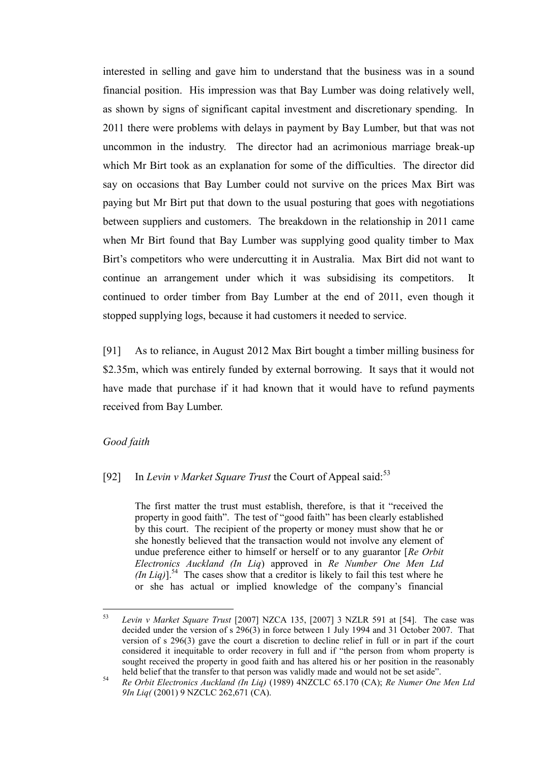interested in selling and gave him to understand that the business was in a sound financial position. His impression was that Bay Lumber was doing relatively well, as shown by signs of significant capital investment and discretionary spending. In 2011 there were problems with delays in payment by Bay Lumber, but that was not uncommon in the industry. The director had an acrimonious marriage break-up which Mr Birt took as an explanation for some of the difficulties. The director did say on occasions that Bay Lumber could not survive on the prices Max Birt was paying but Mr Birt put that down to the usual posturing that goes with negotiations between suppliers and customers. The breakdown in the relationship in 2011 came when Mr Birt found that Bay Lumber was supplying good quality timber to Max Birt's competitors who were undercutting it in Australia. Max Birt did not want to continue an arrangement under which it was subsidising its competitors. It continued to order timber from Bay Lumber at the end of 2011, even though it stopped supplying logs, because it had customers it needed to service.

[91] As to reliance, in August 2012 Max Birt bought a timber milling business for \$2.35m, which was entirely funded by external borrowing. It says that it would not have made that purchase if it had known that it would have to refund payments received from Bay Lumber.

*Good faith*

[92] In *Levin v Market Square Trust* the Court of Appeal said:[53]

> The first matter the trust must establish, therefore, is that it "received the property in good faith". The test of "good faith" has been clearly established by this court. The recipient of the property or money must show that he or she honestly believed that the transaction would not involve any element of undue preference either to himself or herself or to any guarantor [*Re Orbit Electronics Auckland (In Liq*) approved in *Re Number One Men Ltd (In Liq)*].[54] The cases show that a creditor is likely to fail this test where he or she has actual or implied knowledge of the company's financial

---

[53] *Levin v Market Square Trust* [2007] NZCA 135, [2007] 3 NZLR 591 at [54]. The case was decided under the version of s 296(3) in force between 1 July 1994 and 31 October 2007. That version of s 296(3) gave the court a discretion to decline relief in full or in part if the court considered it inequitable to order recovery in full and if "the person from whom property is sought received the property in good faith and has altered his or her position in the reasonably held belief that the transfer to that person was validly made and would not be set aside".

[54] *Re Orbit Electronics Auckland (In Liq)* (1989) 4NZCLC 65.170 (CA); *Re Numer One Men Ltd 9In Liq(* (2001) 9 NZCLC 262,671 (CA).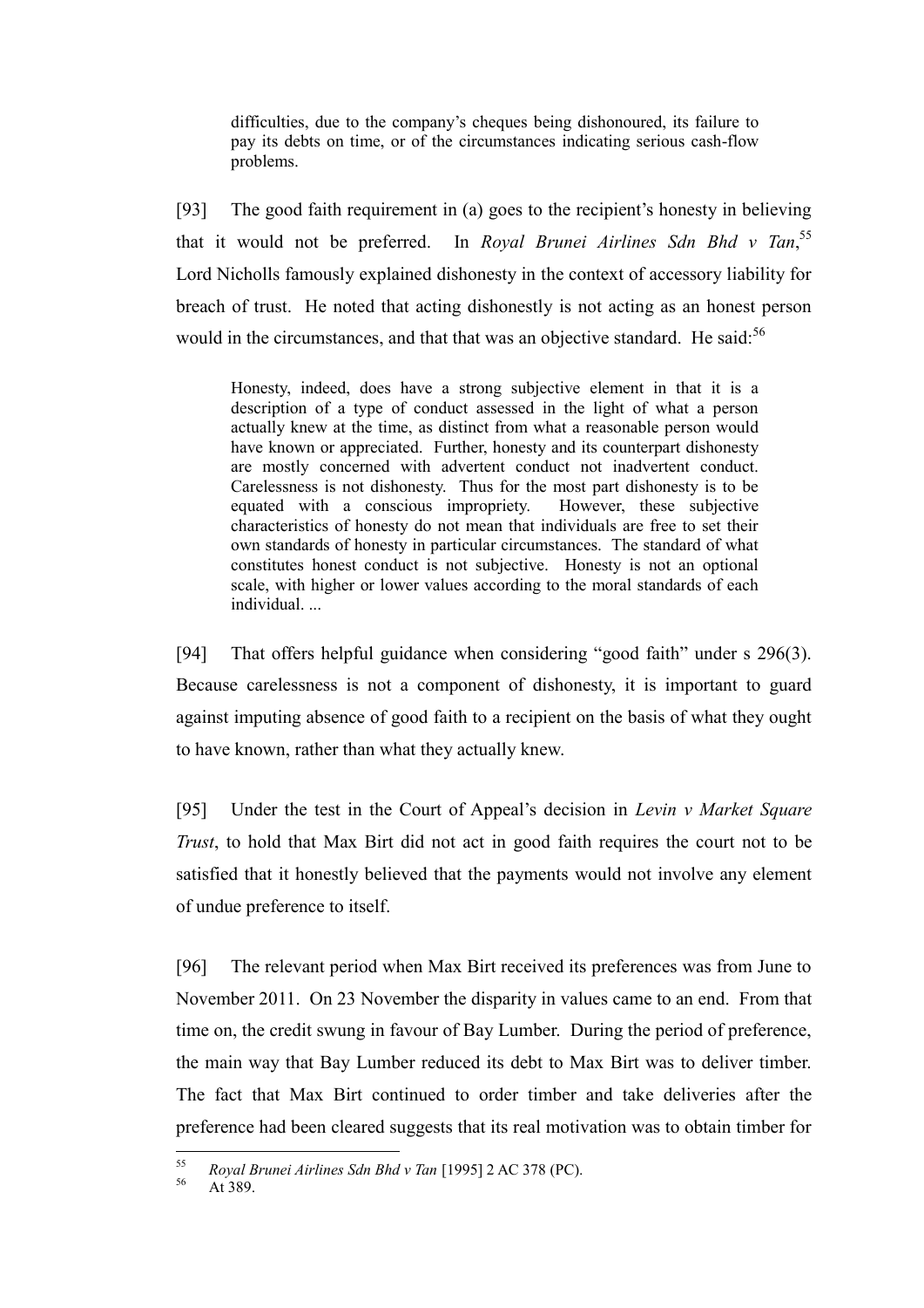> difficulties, due to the company's cheques being dishonoured, its failure to pay its debts on time, or of the circumstances indicating serious cash-flow problems.

[93] The good faith requirement in (a) goes to the recipient's honesty in believing that it would not be preferred. In *Royal Brunei Airlines Sdn Bhd v Tan*,[55] Lord Nicholls famously explained dishonesty in the context of accessory liability for breach of trust. He noted that acting dishonestly is not acting as an honest person would in the circumstances, and that that was an objective standard. He said:[56]

> Honesty, indeed, does have a strong subjective element in that it is a description of a type of conduct assessed in the light of what a person actually knew at the time, as distinct from what a reasonable person would have known or appreciated. Further, honesty and its counterpart dishonesty are mostly concerned with advertent conduct not inadvertent conduct. Carelessness is not dishonesty. Thus for the most part dishonesty is to be equated with a conscious impropriety. However, these subjective characteristics of honesty do not mean that individuals are free to set their own standards of honesty in particular circumstances. The standard of what constitutes honest conduct is not subjective. Honesty is not an optional scale, with higher or lower values according to the moral standards of each individual. ...

[94] That offers helpful guidance when considering "good faith" under s 296(3). Because carelessness is not a component of dishonesty, it is important to guard against imputing absence of good faith to a recipient on the basis of what they ought to have known, rather than what they actually knew.

[95] Under the test in the Court of Appeal's decision in *Levin v Market Square Trust*, to hold that Max Birt did not act in good faith requires the court not to be satisfied that it honestly believed that the payments would not involve any element of undue preference to itself.

[96] The relevant period when Max Birt received its preferences was from June to November 2011. On 23 November the disparity in values came to an end. From that time on, the credit swung in favour of Bay Lumber. During the period of preference, the main way that Bay Lumber reduced its debt to Max Birt was to deliver timber. The fact that Max Birt continued to order timber and take deliveries after the preference had been cleared suggests that its real motivation was to obtain timber for

---

[55] *Royal Brunei Airlines Sdn Bhd v Tan* [1995] 2 AC 378 (PC).

[56] At 389.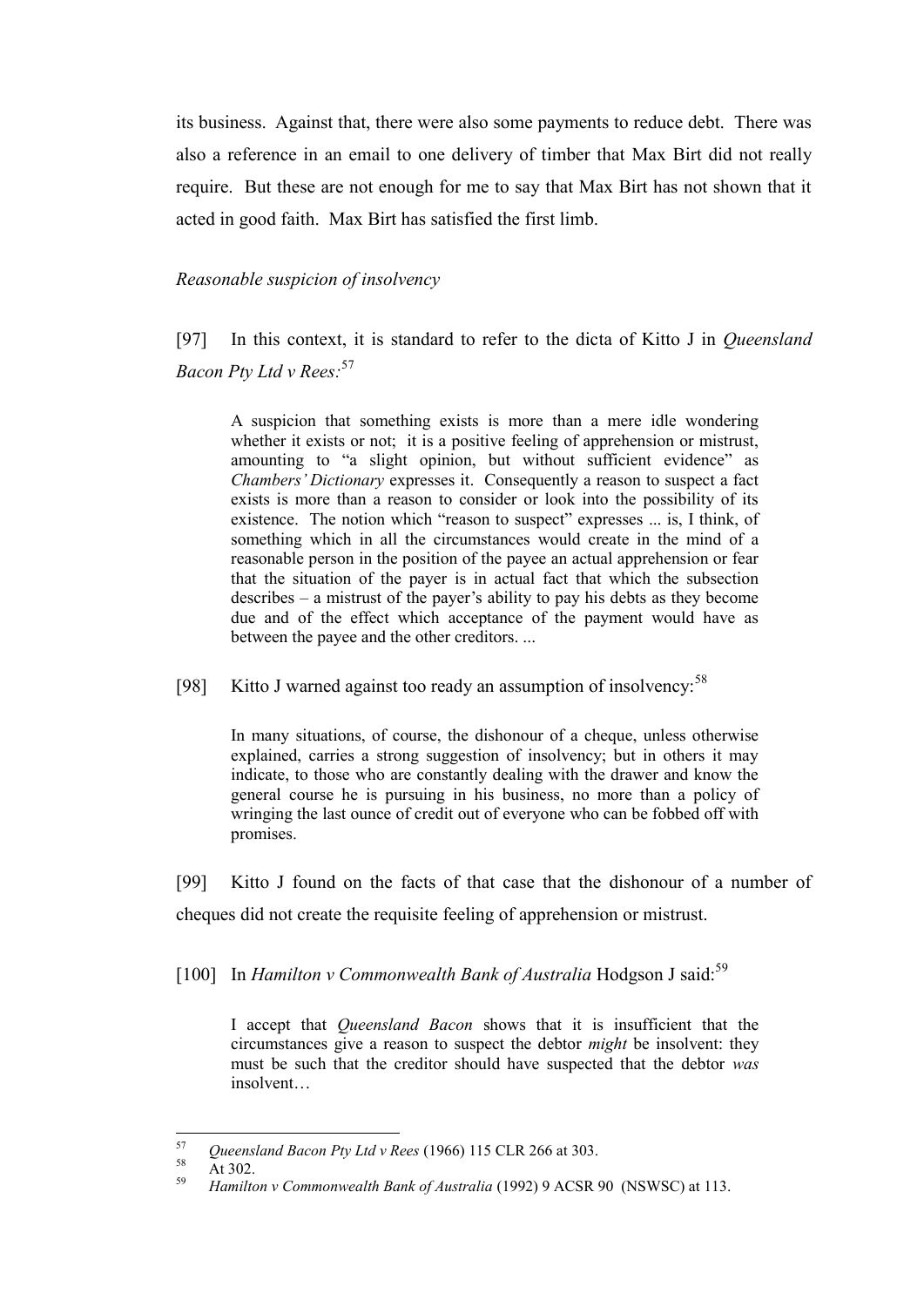its business. Against that, there were also some payments to reduce debt. There was also a reference in an email to one delivery of timber that Max Birt did not really require. But these are not enough for me to say that Max Birt has not shown that it acted in good faith. Max Birt has satisfied the first limb.

*Reasonable suspicion of insolvency*

[97] In this context, it is standard to refer to the dicta of Kitto J in *Queensland Bacon Pty Ltd v Rees:*[57]

> A suspicion that something exists is more than a mere idle wondering whether it exists or not; it is a positive feeling of apprehension or mistrust, amounting to "a slight opinion, but without sufficient evidence" as *Chambers' Dictionary* expresses it. Consequently a reason to suspect a fact exists is more than a reason to consider or look into the possibility of its existence. The notion which "reason to suspect" expresses ... is, I think, of something which in all the circumstances would create in the mind of a reasonable person in the position of the payee an actual apprehension or fear that the situation of the payer is in actual fact that which the subsection describes – a mistrust of the payer's ability to pay his debts as they become due and of the effect which acceptance of the payment would have as between the payee and the other creditors. ...

[98] Kitto J warned against too ready an assumption of insolvency:[58]

> In many situations, of course, the dishonour of a cheque, unless otherwise explained, carries a strong suggestion of insolvency; but in others it may indicate, to those who are constantly dealing with the drawer and know the general course he is pursuing in his business, no more than a policy of wringing the last ounce of credit out of everyone who can be fobbed off with promises.

[99] Kitto J found on the facts of that case that the dishonour of a number of cheques did not create the requisite feeling of apprehension or mistrust.

[100] In *Hamilton v Commonwealth Bank of Australia* Hodgson J said:[59]

> I accept that *Queensland Bacon* shows that it is insufficient that the circumstances give a reason to suspect the debtor *might* be insolvent: they must be such that the creditor should have suspected that the debtor *was* insolvent…

---

[57] *Queensland Bacon Pty Ltd v Rees* (1966) 115 CLR 266 at 303.

[58] At 302.

[59] *Hamilton v Commonwealth Bank of Australia* (1992) 9 ACSR 90 (NSWSC) at 113.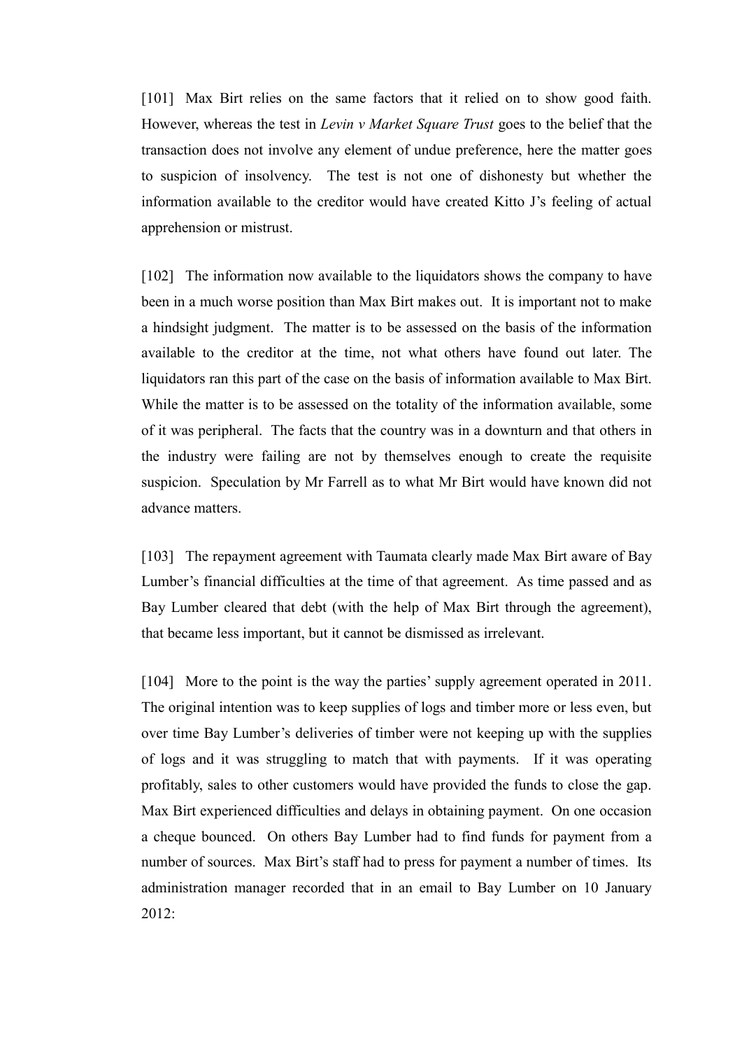[101] Max Birt relies on the same factors that it relied on to show good faith. However, whereas the test in *Levin v Market Square Trust* goes to the belief that the transaction does not involve any element of undue preference, here the matter goes to suspicion of insolvency. The test is not one of dishonesty but whether the information available to the creditor would have created Kitto J's feeling of actual apprehension or mistrust.

[102] The information now available to the liquidators shows the company to have been in a much worse position than Max Birt makes out. It is important not to make a hindsight judgment. The matter is to be assessed on the basis of the information available to the creditor at the time, not what others have found out later. The liquidators ran this part of the case on the basis of information available to Max Birt. While the matter is to be assessed on the totality of the information available, some of it was peripheral. The facts that the country was in a downturn and that others in the industry were failing are not by themselves enough to create the requisite suspicion. Speculation by Mr Farrell as to what Mr Birt would have known did not advance matters.

[103] The repayment agreement with Taumata clearly made Max Birt aware of Bay Lumber's financial difficulties at the time of that agreement. As time passed and as Bay Lumber cleared that debt (with the help of Max Birt through the agreement), that became less important, but it cannot be dismissed as irrelevant.

[104] More to the point is the way the parties' supply agreement operated in 2011. The original intention was to keep supplies of logs and timber more or less even, but over time Bay Lumber's deliveries of timber were not keeping up with the supplies of logs and it was struggling to match that with payments. If it was operating profitably, sales to other customers would have provided the funds to close the gap. Max Birt experienced difficulties and delays in obtaining payment. On one occasion a cheque bounced. On others Bay Lumber had to find funds for payment from a number of sources. Max Birt's staff had to press for payment a number of times. Its administration manager recorded that in an email to Bay Lumber on 10 January 2012: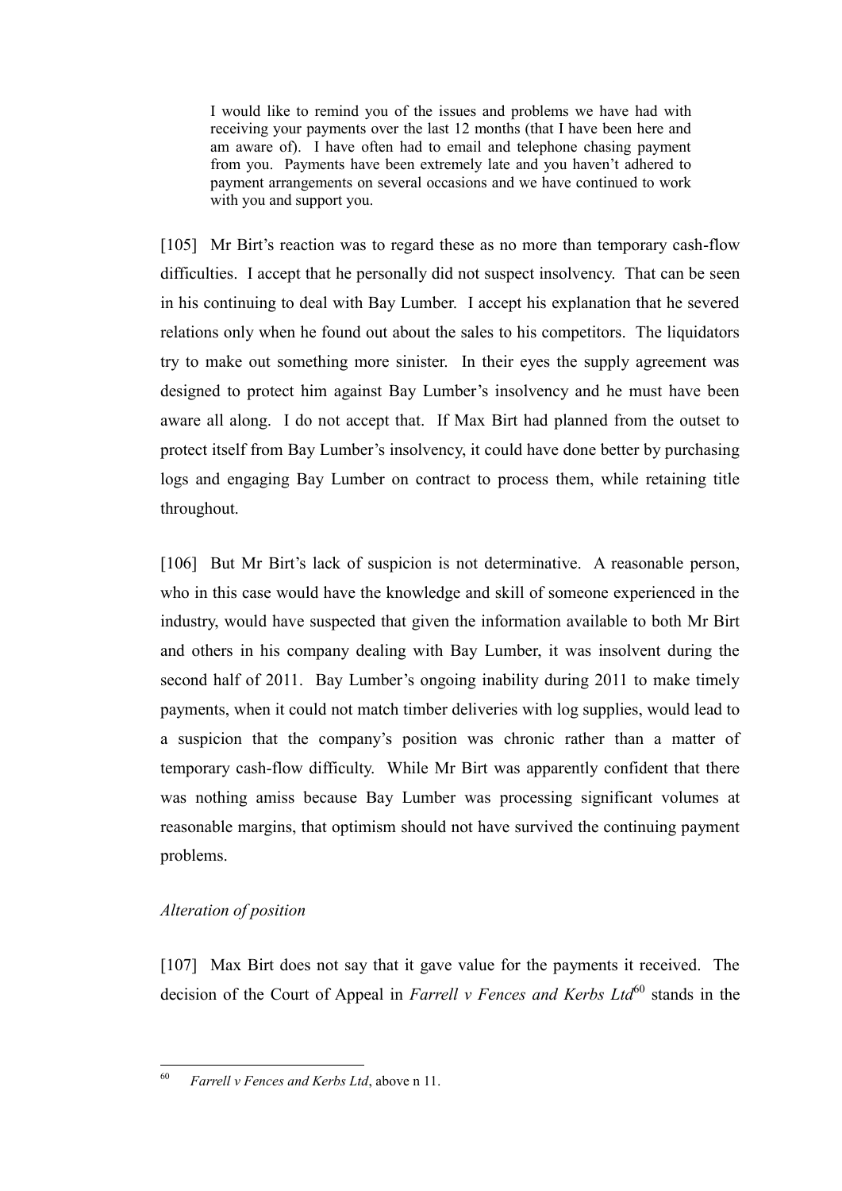> I would like to remind you of the issues and problems we have had with receiving your payments over the last 12 months (that I have been here and am aware of). I have often had to email and telephone chasing payment from you. Payments have been extremely late and you haven't adhered to payment arrangements on several occasions and we have continued to work with you and support you.

[105] Mr Birt's reaction was to regard these as no more than temporary cash-flow difficulties. I accept that he personally did not suspect insolvency. That can be seen in his continuing to deal with Bay Lumber. I accept his explanation that he severed relations only when he found out about the sales to his competitors. The liquidators try to make out something more sinister. In their eyes the supply agreement was designed to protect him against Bay Lumber's insolvency and he must have been aware all along. I do not accept that. If Max Birt had planned from the outset to protect itself from Bay Lumber's insolvency, it could have done better by purchasing logs and engaging Bay Lumber on contract to process them, while retaining title throughout.

[106] But Mr Birt's lack of suspicion is not determinative. A reasonable person, who in this case would have the knowledge and skill of someone experienced in the industry, would have suspected that given the information available to both Mr Birt and others in his company dealing with Bay Lumber, it was insolvent during the second half of 2011. Bay Lumber's ongoing inability during 2011 to make timely payments, when it could not match timber deliveries with log supplies, would lead to a suspicion that the company's position was chronic rather than a matter of temporary cash-flow difficulty. While Mr Birt was apparently confident that there was nothing amiss because Bay Lumber was processing significant volumes at reasonable margins, that optimism should not have survived the continuing payment problems.

*Alteration of position*

[107] Max Birt does not say that it gave value for the payments it received. The decision of the Court of Appeal in *Farrell v Fences and Kerbs Ltd*[60] stands in the

---

[60] *Farrell v Fences and Kerbs Ltd*, above n 11.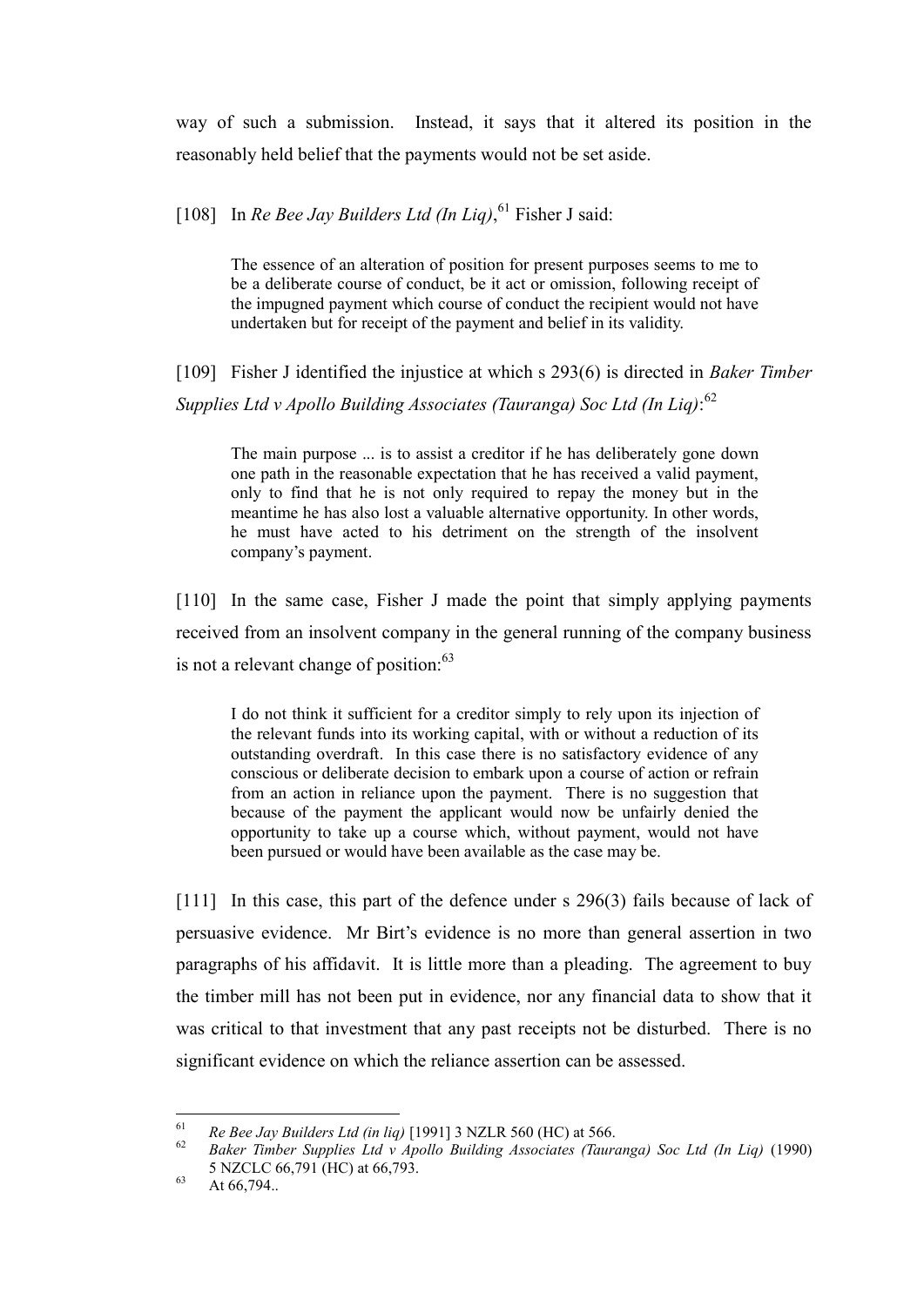way of such a submission. Instead, it says that it altered its position in the reasonably held belief that the payments would not be set aside.

[108] In *Re Bee Jay Builders Ltd (In Liq)*,[61] Fisher J said:

> The essence of an alteration of position for present purposes seems to me to be a deliberate course of conduct, be it act or omission, following receipt of the impugned payment which course of conduct the recipient would not have undertaken but for receipt of the payment and belief in its validity.

[109] Fisher J identified the injustice at which s 293(6) is directed in *Baker Timber Supplies Ltd v Apollo Building Associates (Tauranga) Soc Ltd (In Liq)*:[62]

> The main purpose ... is to assist a creditor if he has deliberately gone down one path in the reasonable expectation that he has received a valid payment, only to find that he is not only required to repay the money but in the meantime he has also lost a valuable alternative opportunity. In other words, he must have acted to his detriment on the strength of the insolvent company's payment.

[110] In the same case, Fisher J made the point that simply applying payments received from an insolvent company in the general running of the company business is not a relevant change of position:[63]

> I do not think it sufficient for a creditor simply to rely upon its injection of the relevant funds into its working capital, with or without a reduction of its outstanding overdraft. In this case there is no satisfactory evidence of any conscious or deliberate decision to embark upon a course of action or refrain from an action in reliance upon the payment. There is no suggestion that because of the payment the applicant would now be unfairly denied the opportunity to take up a course which, without payment, would not have been pursued or would have been available as the case may be.

[111] In this case, this part of the defence under s 296(3) fails because of lack of persuasive evidence. Mr Birt's evidence is no more than general assertion in two paragraphs of his affidavit. It is little more than a pleading. The agreement to buy the timber mill has not been put in evidence, nor any financial data to show that it was critical to that investment that any past receipts not be disturbed. There is no significant evidence on which the reliance assertion can be assessed.

---

[61] *Re Bee Jay Builders Ltd (in liq)* [1991] 3 NZLR 560 (HC) at 566.

[62] *Baker Timber Supplies Ltd v Apollo Building Associates (Tauranga) Soc Ltd (In Liq)* (1990) 5 NZCLC 66,791 (HC) at 66,793.

[63] At 66,794..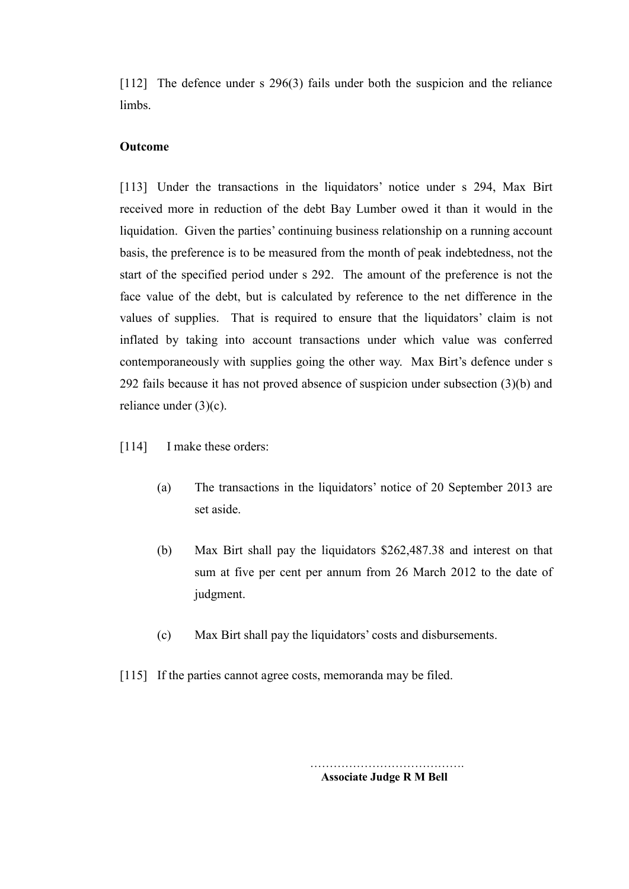[112] The defence under s 296(3) fails under both the suspicion and the reliance limbs.

**Outcome**

[113] Under the transactions in the liquidators' notice under s 294, Max Birt received more in reduction of the debt Bay Lumber owed it than it would in the liquidation. Given the parties' continuing business relationship on a running account basis, the preference is to be measured from the month of peak indebtedness, not the start of the specified period under s 292. The amount of the preference is not the face value of the debt, but is calculated by reference to the net difference in the values of supplies. That is required to ensure that the liquidators' claim is not inflated by taking into account transactions under which value was conferred contemporaneously with supplies going the other way. Max Birt's defence under s 292 fails because it has not proved absence of suspicion under subsection (3)(b) and reliance under (3)(c).

[114] I make these orders:

(a) The transactions in the liquidators' notice of 20 September 2013 are set aside.

(b) Max Birt shall pay the liquidators $262,487.38 and interest on that sum at five per cent per annum from 26 March 2012 to the date of judgment.

(c) Max Birt shall pay the liquidators' costs and disbursements.

[115] If the parties cannot agree costs, memoranda may be filed.

…………………………………

**Associate Judge R M Bell**